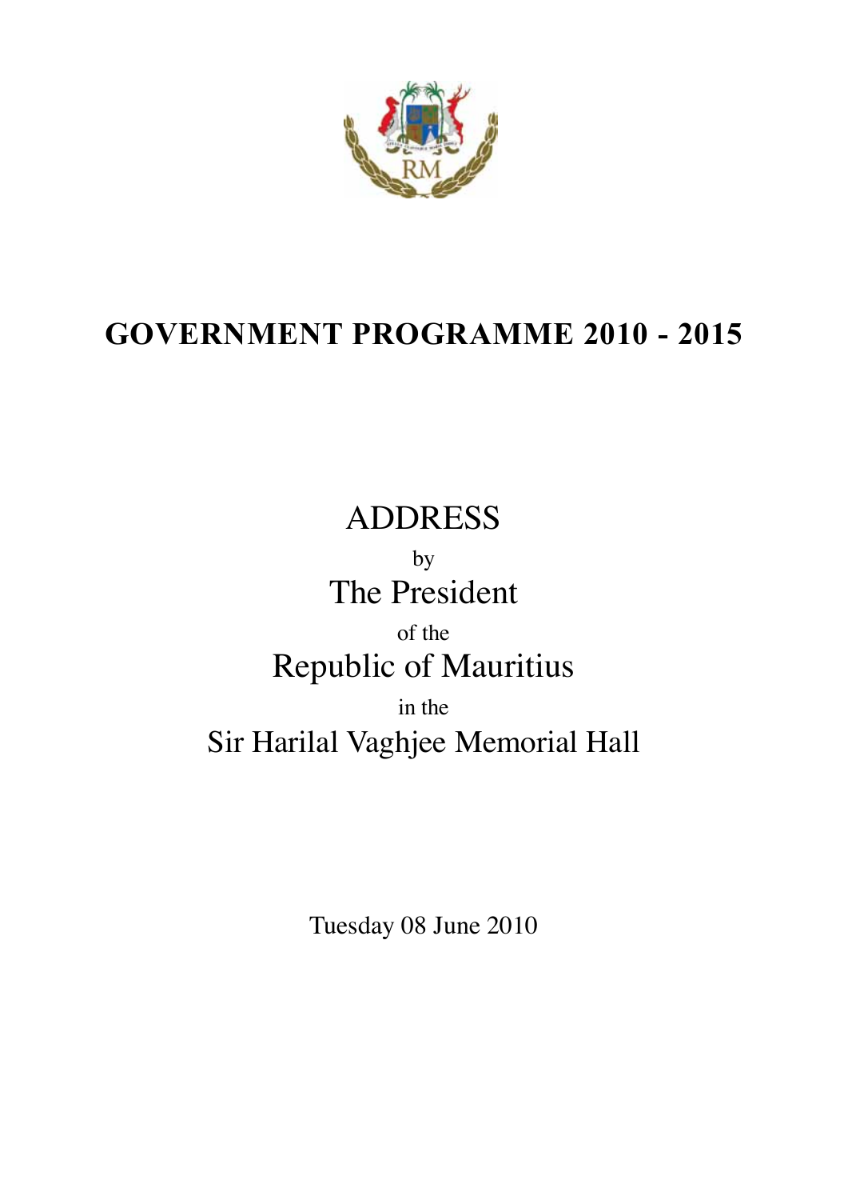# GOVERNMENT PROGRAMME 2010 - 2015

ADDRESS

by

The President

of the

Republic of Mauritius

in the

Sir Harilal Vaghjee Memorial Hall

Tuesday 08 June 2010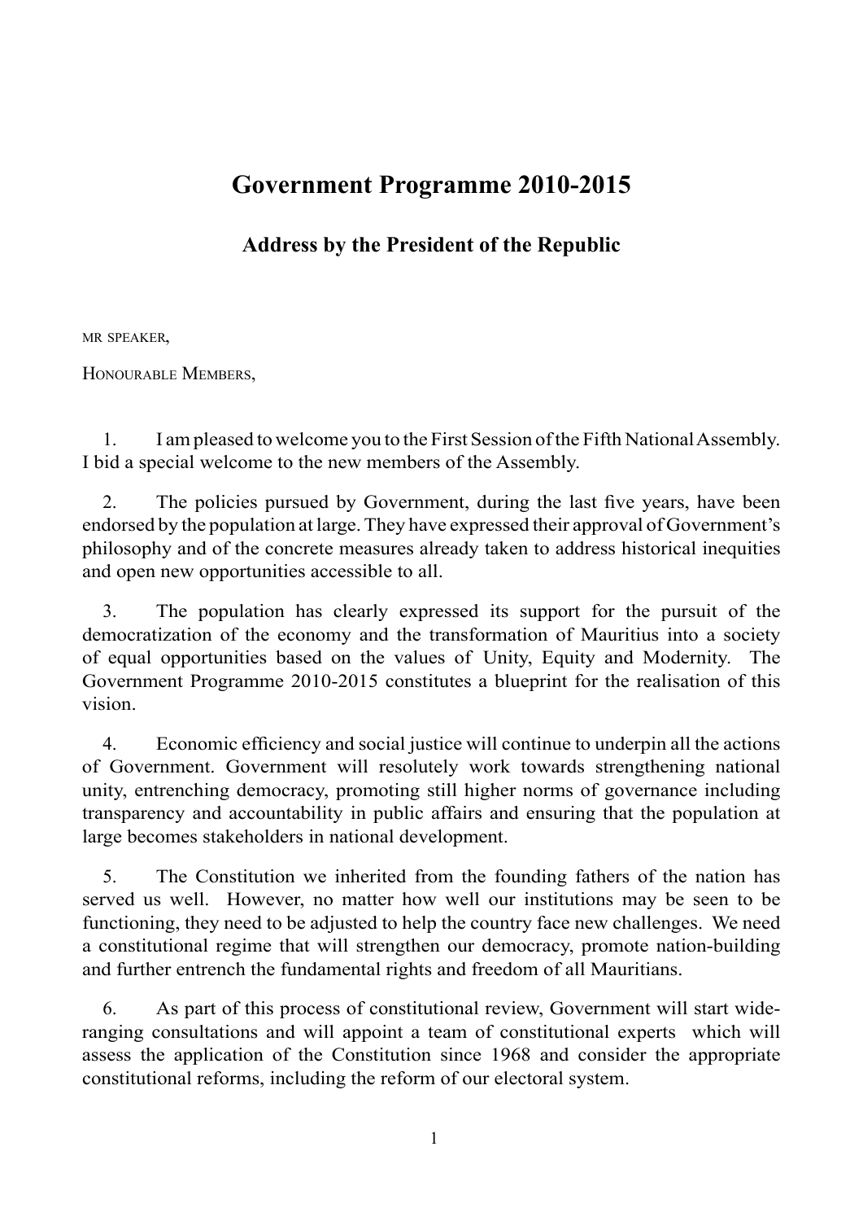# Government Programme 2010-2015

## Address by the President of the Republic

MR SPEAKER,

HONOURABLE MEMBERS,

1. I am pleased to welcome you to the First Session of the Fifth National Assembly. I bid a special welcome to the new members of the Assembly.

2. The policies pursued by Government, during the last five years, have been endorsed by the population at large. They have expressed their approval of Government's philosophy and of the concrete measures already taken to address historical inequities and open new opportunities accessible to all.

3. The population has clearly expressed its support for the pursuit of the democratization of the economy and the transformation of Mauritius into a society of equal opportunities based on the values of Unity, Equity and Modernity. The Government Programme 2010-2015 constitutes a blueprint for the realisation of this vision.

4. Economic efficiency and social justice will continue to underpin all the actions of Government. Government will resolutely work towards strengthening national unity, entrenching democracy, promoting still higher norms of governance including transparency and accountability in public affairs and ensuring that the population at large becomes stakeholders in national development.

5. The Constitution we inherited from the founding fathers of the nation has served us well. However, no matter how well our institutions may be seen to be functioning, they need to be adjusted to help the country face new challenges. We need a constitutional regime that will strengthen our democracy, promote nation-building and further entrench the fundamental rights and freedom of all Mauritians.

6. As part of this process of constitutional review, Government will start wide-ranging consultations and will appoint a team of constitutional experts which will assess the application of the Constitution since 1968 and consider the appropriate constitutional reforms, including the reform of our electoral system.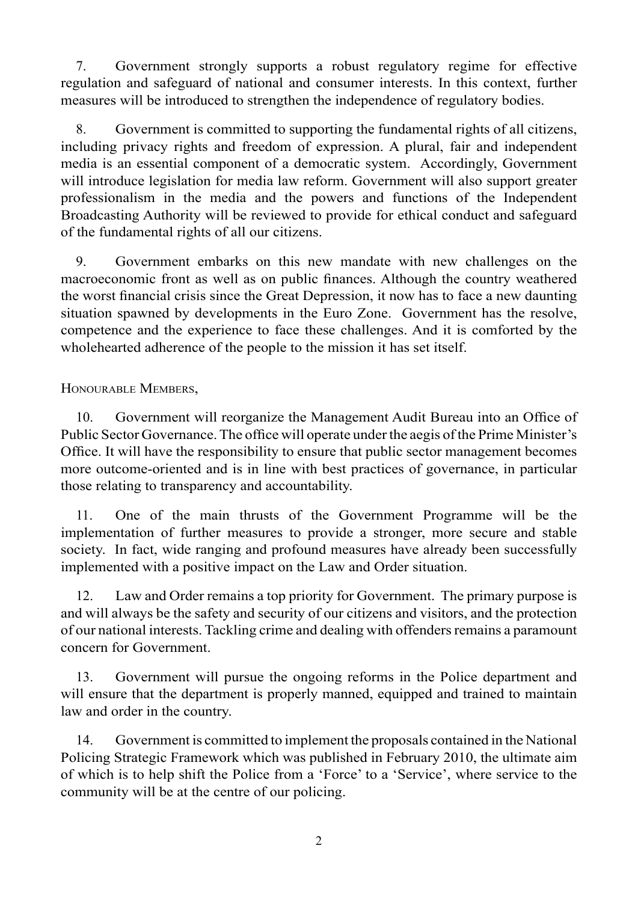7. Government strongly supports a robust regulatory regime for effective regulation and safeguard of national and consumer interests. In this context, further measures will be introduced to strengthen the independence of regulatory bodies.

8. Government is committed to supporting the fundamental rights of all citizens, including privacy rights and freedom of expression. A plural, fair and independent media is an essential component of a democratic system. Accordingly, Government will introduce legislation for media law reform. Government will also support greater professionalism in the media and the powers and functions of the Independent Broadcasting Authority will be reviewed to provide for ethical conduct and safeguard of the fundamental rights of all our citizens.

9. Government embarks on this new mandate with new challenges on the macroeconomic front as well as on public finances. Although the country weathered the worst financial crisis since the Great Depression, it now has to face a new daunting situation spawned by developments in the Euro Zone. Government has the resolve, competence and the experience to face these challenges. And it is comforted by the wholehearted adherence of the people to the mission it has set itself.

Honourable Members,

10. Government will reorganize the Management Audit Bureau into an Office of Public Sector Governance. The office will operate under the aegis of the Prime Minister's Office. It will have the responsibility to ensure that public sector management becomes more outcome-oriented and is in line with best practices of governance, in particular those relating to transparency and accountability.

11. One of the main thrusts of the Government Programme will be the implementation of further measures to provide a stronger, more secure and stable society. In fact, wide ranging and profound measures have already been successfully implemented with a positive impact on the Law and Order situation.

12. Law and Order remains a top priority for Government. The primary purpose is and will always be the safety and security of our citizens and visitors, and the protection of our national interests. Tackling crime and dealing with offenders remains a paramount concern for Government.

13. Government will pursue the ongoing reforms in the Police department and will ensure that the department is properly manned, equipped and trained to maintain law and order in the country.

14. Government is committed to implement the proposals contained in the National Policing Strategic Framework which was published in February 2010, the ultimate aim of which is to help shift the Police from a 'Force' to a 'Service', where service to the community will be at the centre of our policing.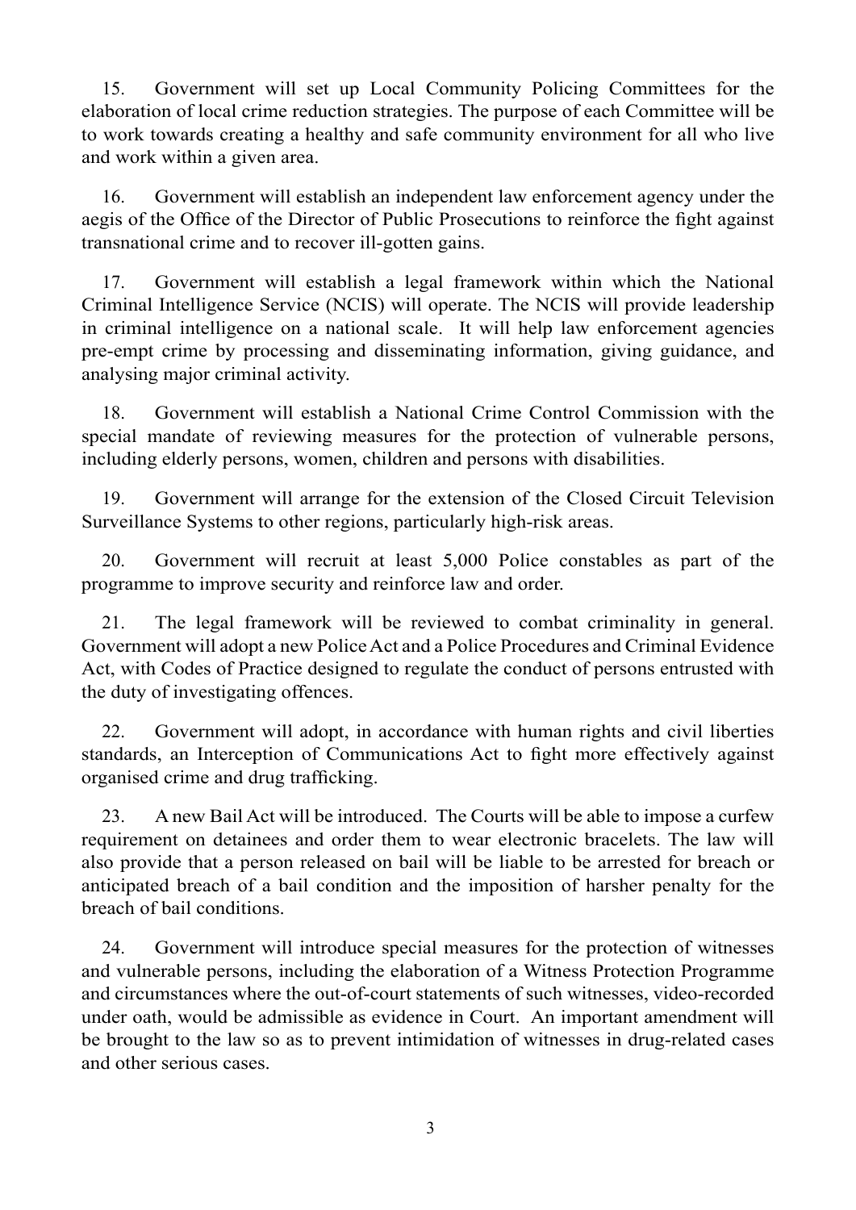15. Government will set up Local Community Policing Committees for the elaboration of local crime reduction strategies. The purpose of each Committee will be to work towards creating a healthy and safe community environment for all who live and work within a given area.

16. Government will establish an independent law enforcement agency under the aegis of the Office of the Director of Public Prosecutions to reinforce the fight against transnational crime and to recover ill-gotten gains.

17. Government will establish a legal framework within which the National Criminal Intelligence Service (NCIS) will operate. The NCIS will provide leadership in criminal intelligence on a national scale. It will help law enforcement agencies pre-empt crime by processing and disseminating information, giving guidance, and analysing major criminal activity.

18. Government will establish a National Crime Control Commission with the special mandate of reviewing measures for the protection of vulnerable persons, including elderly persons, women, children and persons with disabilities.

19. Government will arrange for the extension of the Closed Circuit Television Surveillance Systems to other regions, particularly high-risk areas.

20. Government will recruit at least 5,000 Police constables as part of the programme to improve security and reinforce law and order.

21. The legal framework will be reviewed to combat criminality in general. Government will adopt a new Police Act and a Police Procedures and Criminal Evidence Act, with Codes of Practice designed to regulate the conduct of persons entrusted with the duty of investigating offences.

22. Government will adopt, in accordance with human rights and civil liberties standards, an Interception of Communications Act to fight more effectively against organised crime and drug trafficking.

23. A new Bail Act will be introduced. The Courts will be able to impose a curfew requirement on detainees and order them to wear electronic bracelets. The law will also provide that a person released on bail will be liable to be arrested for breach or anticipated breach of a bail condition and the imposition of harsher penalty for the breach of bail conditions.

24. Government will introduce special measures for the protection of witnesses and vulnerable persons, including the elaboration of a Witness Protection Programme and circumstances where the out-of-court statements of such witnesses, video-recorded under oath, would be admissible as evidence in Court. An important amendment will be brought to the law so as to prevent intimidation of witnesses in drug-related cases and other serious cases.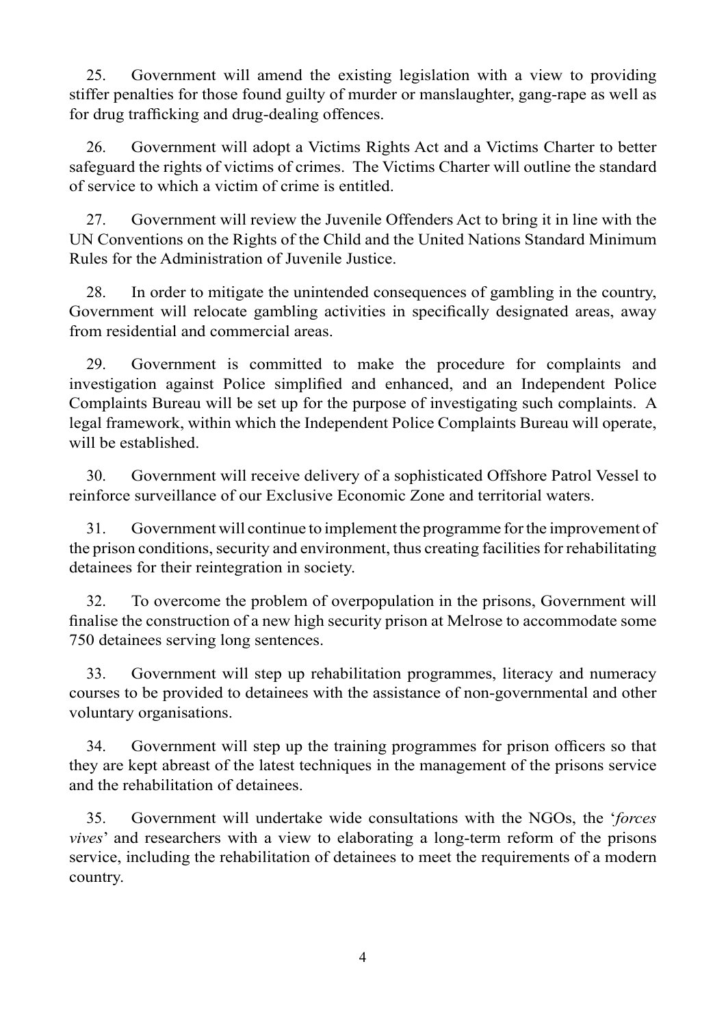25. Government will amend the existing legislation with a view to providing stiffer penalties for those found guilty of murder or manslaughter, gang-rape as well as for drug trafficking and drug-dealing offences.

26. Government will adopt a Victims Rights Act and a Victims Charter to better safeguard the rights of victims of crimes. The Victims Charter will outline the standard of service to which a victim of crime is entitled.

27. Government will review the Juvenile Offenders Act to bring it in line with the UN Conventions on the Rights of the Child and the United Nations Standard Minimum Rules for the Administration of Juvenile Justice.

28. In order to mitigate the unintended consequences of gambling in the country, Government will relocate gambling activities in specifically designated areas, away from residential and commercial areas.

29. Government is committed to make the procedure for complaints and investigation against Police simplified and enhanced, and an Independent Police Complaints Bureau will be set up for the purpose of investigating such complaints. A legal framework, within which the Independent Police Complaints Bureau will operate, will be established.

30. Government will receive delivery of a sophisticated Offshore Patrol Vessel to reinforce surveillance of our Exclusive Economic Zone and territorial waters.

31. Government will continue to implement the programme for the improvement of the prison conditions, security and environment, thus creating facilities for rehabilitating detainees for their reintegration in society.

32. To overcome the problem of overpopulation in the prisons, Government will finalise the construction of a new high security prison at Melrose to accommodate some 750 detainees serving long sentences.

33. Government will step up rehabilitation programmes, literacy and numeracy courses to be provided to detainees with the assistance of non-governmental and other voluntary organisations.

34. Government will step up the training programmes for prison officers so that they are kept abreast of the latest techniques in the management of the prisons service and the rehabilitation of detainees.

35. Government will undertake wide consultations with the NGOs, the '*forces vives*' and researchers with a view to elaborating a long-term reform of the prisons service, including the rehabilitation of detainees to meet the requirements of a modern country.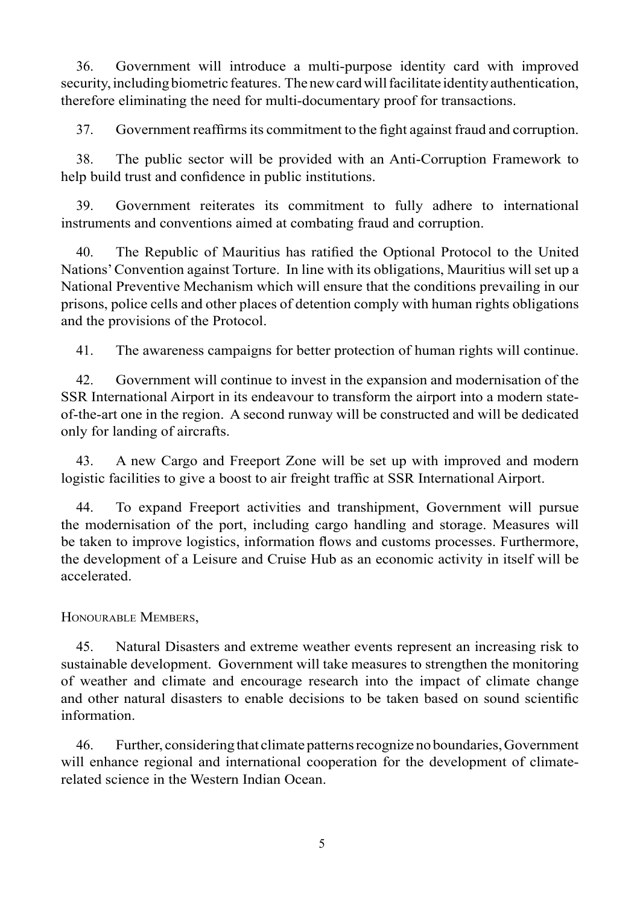36. Government will introduce a multi-purpose identity card with improved security, including biometric features. The new card will facilitate identity authentication, therefore eliminating the need for multi-documentary proof for transactions.

37. Government reaffirms its commitment to the fight against fraud and corruption.

38. The public sector will be provided with an Anti-Corruption Framework to help build trust and confidence in public institutions.

39. Government reiterates its commitment to fully adhere to international instruments and conventions aimed at combating fraud and corruption.

40. The Republic of Mauritius has ratified the Optional Protocol to the United Nations' Convention against Torture. In line with its obligations, Mauritius will set up a National Preventive Mechanism which will ensure that the conditions prevailing in our prisons, police cells and other places of detention comply with human rights obligations and the provisions of the Protocol.

41. The awareness campaigns for better protection of human rights will continue.

42. Government will continue to invest in the expansion and modernisation of the SSR International Airport in its endeavour to transform the airport into a modern state-of-the-art one in the region. A second runway will be constructed and will be dedicated only for landing of aircrafts.

43. A new Cargo and Freeport Zone will be set up with improved and modern logistic facilities to give a boost to air freight traffic at SSR International Airport.

44. To expand Freeport activities and transhipment, Government will pursue the modernisation of the port, including cargo handling and storage. Measures will be taken to improve logistics, information flows and customs processes. Furthermore, the development of a Leisure and Cruise Hub as an economic activity in itself will be accelerated.

Honourable Members,

45. Natural Disasters and extreme weather events represent an increasing risk to sustainable development. Government will take measures to strengthen the monitoring of weather and climate and encourage research into the impact of climate change and other natural disasters to enable decisions to be taken based on sound scientific information.

46. Further, considering that climate patterns recognize no boundaries, Government will enhance regional and international cooperation for the development of climate-related science in the Western Indian Ocean.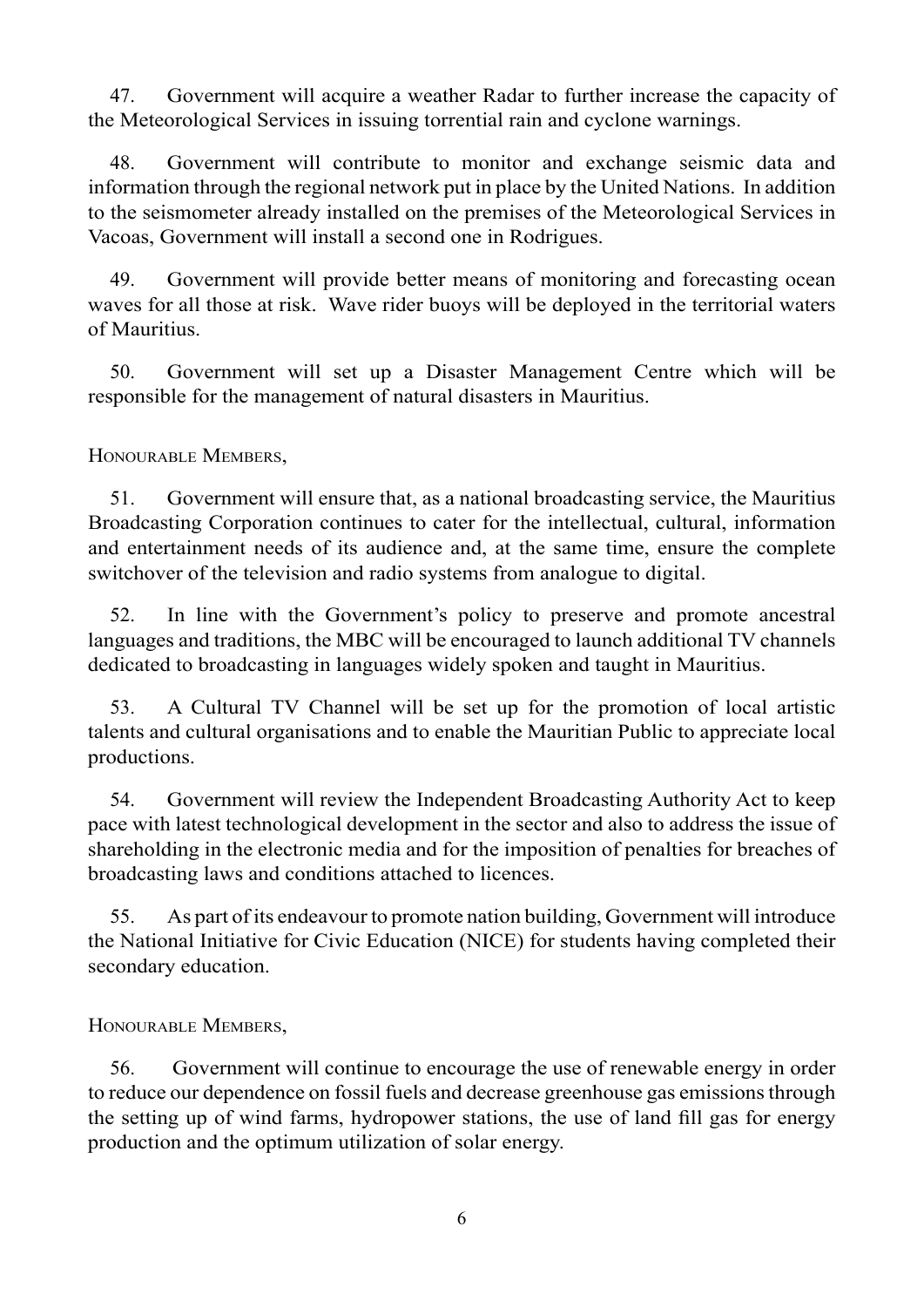47. Government will acquire a weather Radar to further increase the capacity of the Meteorological Services in issuing torrential rain and cyclone warnings.

48. Government will contribute to monitor and exchange seismic data and information through the regional network put in place by the United Nations. In addition to the seismometer already installed on the premises of the Meteorological Services in Vacoas, Government will install a second one in Rodrigues.

49. Government will provide better means of monitoring and forecasting ocean waves for all those at risk. Wave rider buoys will be deployed in the territorial waters of Mauritius.

50. Government will set up a Disaster Management Centre which will be responsible for the management of natural disasters in Mauritius.

Honourable Members,

51. Government will ensure that, as a national broadcasting service, the Mauritius Broadcasting Corporation continues to cater for the intellectual, cultural, information and entertainment needs of its audience and, at the same time, ensure the complete switchover of the television and radio systems from analogue to digital.

52. In line with the Government's policy to preserve and promote ancestral languages and traditions, the MBC will be encouraged to launch additional TV channels dedicated to broadcasting in languages widely spoken and taught in Mauritius.

53. A Cultural TV Channel will be set up for the promotion of local artistic talents and cultural organisations and to enable the Mauritian Public to appreciate local productions.

54. Government will review the Independent Broadcasting Authority Act to keep pace with latest technological development in the sector and also to address the issue of shareholding in the electronic media and for the imposition of penalties for breaches of broadcasting laws and conditions attached to licences.

55. As part of its endeavour to promote nation building, Government will introduce the National Initiative for Civic Education (NICE) for students having completed their secondary education.

Honourable Members,

56. Government will continue to encourage the use of renewable energy in order to reduce our dependence on fossil fuels and decrease greenhouse gas emissions through the setting up of wind farms, hydropower stations, the use of land fill gas for energy production and the optimum utilization of solar energy.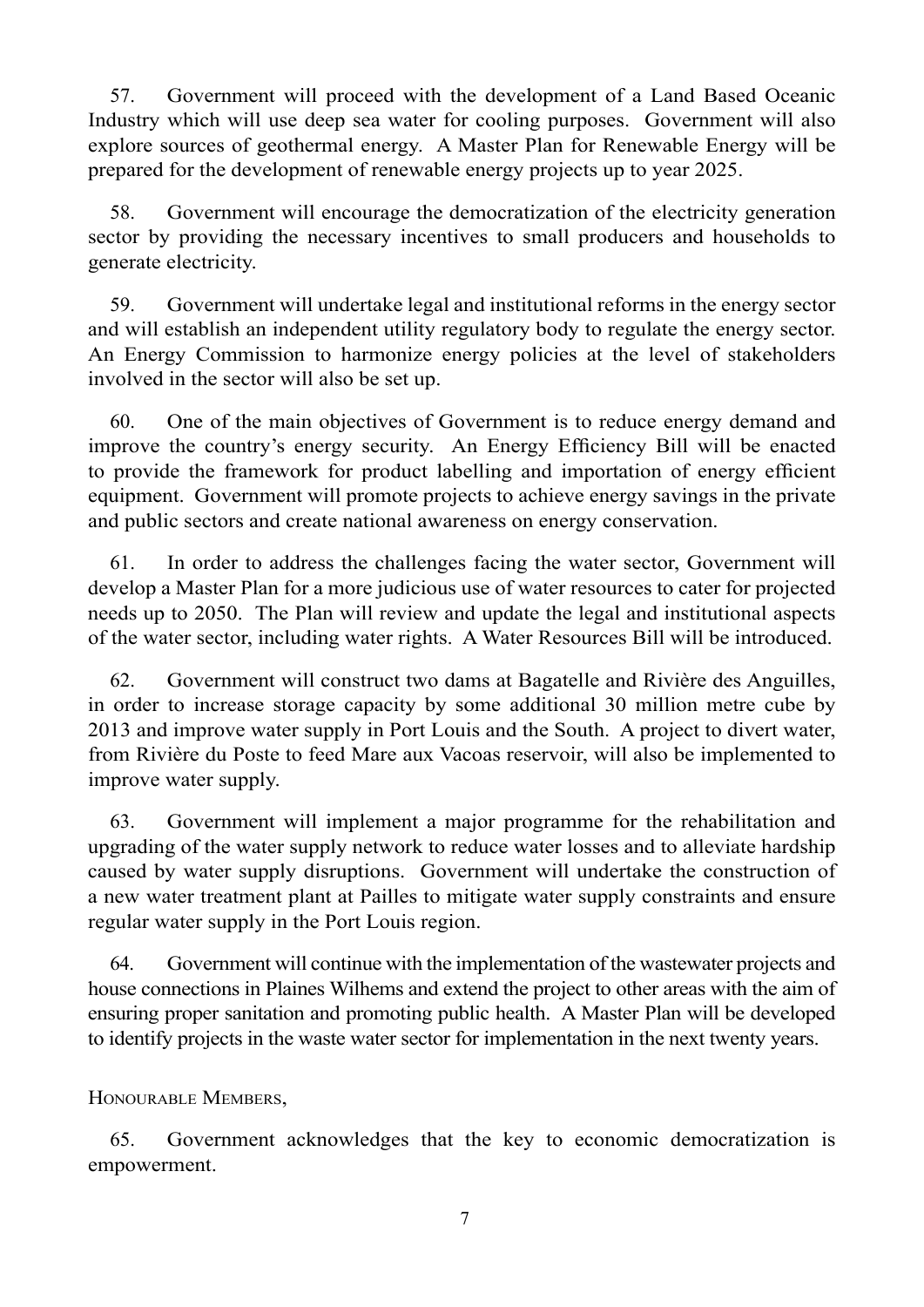57. Government will proceed with the development of a Land Based Oceanic Industry which will use deep sea water for cooling purposes. Government will also explore sources of geothermal energy. A Master Plan for Renewable Energy will be prepared for the development of renewable energy projects up to year 2025.

58. Government will encourage the democratization of the electricity generation sector by providing the necessary incentives to small producers and households to generate electricity.

59. Government will undertake legal and institutional reforms in the energy sector and will establish an independent utility regulatory body to regulate the energy sector. An Energy Commission to harmonize energy policies at the level of stakeholders involved in the sector will also be set up.

60. One of the main objectives of Government is to reduce energy demand and improve the country's energy security. An Energy Efficiency Bill will be enacted to provide the framework for product labelling and importation of energy efficient equipment. Government will promote projects to achieve energy savings in the private and public sectors and create national awareness on energy conservation.

61. In order to address the challenges facing the water sector, Government will develop a Master Plan for a more judicious use of water resources to cater for projected needs up to 2050. The Plan will review and update the legal and institutional aspects of the water sector, including water rights. A Water Resources Bill will be introduced.

62. Government will construct two dams at Bagatelle and Rivière des Anguilles, in order to increase storage capacity by some additional 30 million metre cube by 2013 and improve water supply in Port Louis and the South. A project to divert water, from Rivière du Poste to feed Mare aux Vacoas reservoir, will also be implemented to improve water supply.

63. Government will implement a major programme for the rehabilitation and upgrading of the water supply network to reduce water losses and to alleviate hardship caused by water supply disruptions. Government will undertake the construction of a new water treatment plant at Pailles to mitigate water supply constraints and ensure regular water supply in the Port Louis region.

64. Government will continue with the implementation of the wastewater projects and house connections in Plaines Wilhems and extend the project to other areas with the aim of ensuring proper sanitation and promoting public health. A Master Plan will be developed to identify projects in the waste water sector for implementation in the next twenty years.

Honourable Members,

65. Government acknowledges that the key to economic democratization is empowerment.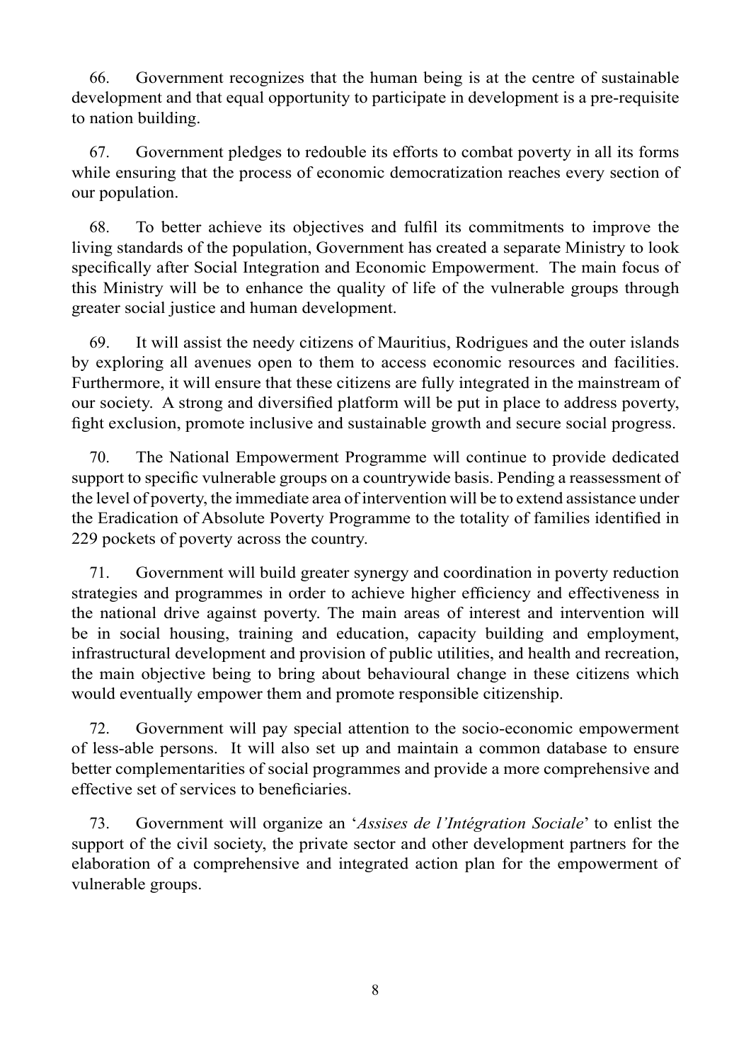66. Government recognizes that the human being is at the centre of sustainable development and that equal opportunity to participate in development is a pre-requisite to nation building.

67. Government pledges to redouble its efforts to combat poverty in all its forms while ensuring that the process of economic democratization reaches every section of our population.

68. To better achieve its objectives and fulfil its commitments to improve the living standards of the population, Government has created a separate Ministry to look specifically after Social Integration and Economic Empowerment. The main focus of this Ministry will be to enhance the quality of life of the vulnerable groups through greater social justice and human development.

69. It will assist the needy citizens of Mauritius, Rodrigues and the outer islands by exploring all avenues open to them to access economic resources and facilities. Furthermore, it will ensure that these citizens are fully integrated in the mainstream of our society. A strong and diversified platform will be put in place to address poverty, fight exclusion, promote inclusive and sustainable growth and secure social progress.

70. The National Empowerment Programme will continue to provide dedicated support to specific vulnerable groups on a countrywide basis. Pending a reassessment of the level of poverty, the immediate area of intervention will be to extend assistance under the Eradication of Absolute Poverty Programme to the totality of families identified in 229 pockets of poverty across the country.

71. Government will build greater synergy and coordination in poverty reduction strategies and programmes in order to achieve higher efficiency and effectiveness in the national drive against poverty. The main areas of interest and intervention will be in social housing, training and education, capacity building and employment, infrastructural development and provision of public utilities, and health and recreation, the main objective being to bring about behavioural change in these citizens which would eventually empower them and promote responsible citizenship.

72. Government will pay special attention to the socio-economic empowerment of less-able persons. It will also set up and maintain a common database to ensure better complementarities of social programmes and provide a more comprehensive and effective set of services to beneficiaries.

73. Government will organize an '*Assises de l'Intégration Sociale*' to enlist the support of the civil society, the private sector and other development partners for the elaboration of a comprehensive and integrated action plan for the empowerment of vulnerable groups.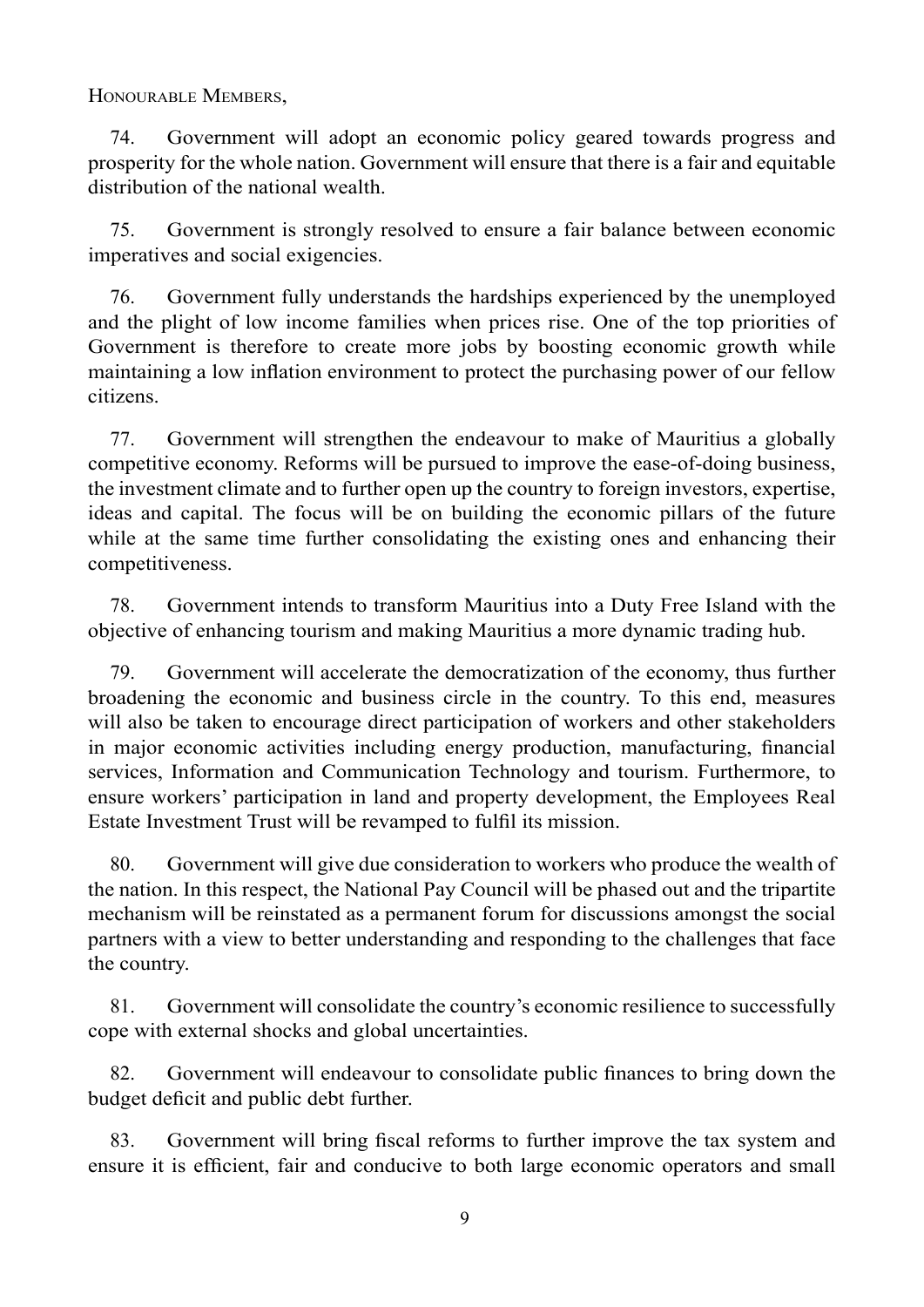Honourable Members,

74. Government will adopt an economic policy geared towards progress and prosperity for the whole nation. Government will ensure that there is a fair and equitable distribution of the national wealth.

75. Government is strongly resolved to ensure a fair balance between economic imperatives and social exigencies.

76. Government fully understands the hardships experienced by the unemployed and the plight of low income families when prices rise. One of the top priorities of Government is therefore to create more jobs by boosting economic growth while maintaining a low inflation environment to protect the purchasing power of our fellow citizens.

77. Government will strengthen the endeavour to make of Mauritius a globally competitive economy. Reforms will be pursued to improve the ease-of-doing business, the investment climate and to further open up the country to foreign investors, expertise, ideas and capital. The focus will be on building the economic pillars of the future while at the same time further consolidating the existing ones and enhancing their competitiveness.

78. Government intends to transform Mauritius into a Duty Free Island with the objective of enhancing tourism and making Mauritius a more dynamic trading hub.

79. Government will accelerate the democratization of the economy, thus further broadening the economic and business circle in the country. To this end, measures will also be taken to encourage direct participation of workers and other stakeholders in major economic activities including energy production, manufacturing, financial services, Information and Communication Technology and tourism. Furthermore, to ensure workers' participation in land and property development, the Employees Real Estate Investment Trust will be revamped to fulfil its mission.

80. Government will give due consideration to workers who produce the wealth of the nation. In this respect, the National Pay Council will be phased out and the tripartite mechanism will be reinstated as a permanent forum for discussions amongst the social partners with a view to better understanding and responding to the challenges that face the country.

81. Government will consolidate the country's economic resilience to successfully cope with external shocks and global uncertainties.

82. Government will endeavour to consolidate public finances to bring down the budget deficit and public debt further.

83. Government will bring fiscal reforms to further improve the tax system and ensure it is efficient, fair and conducive to both large economic operators and small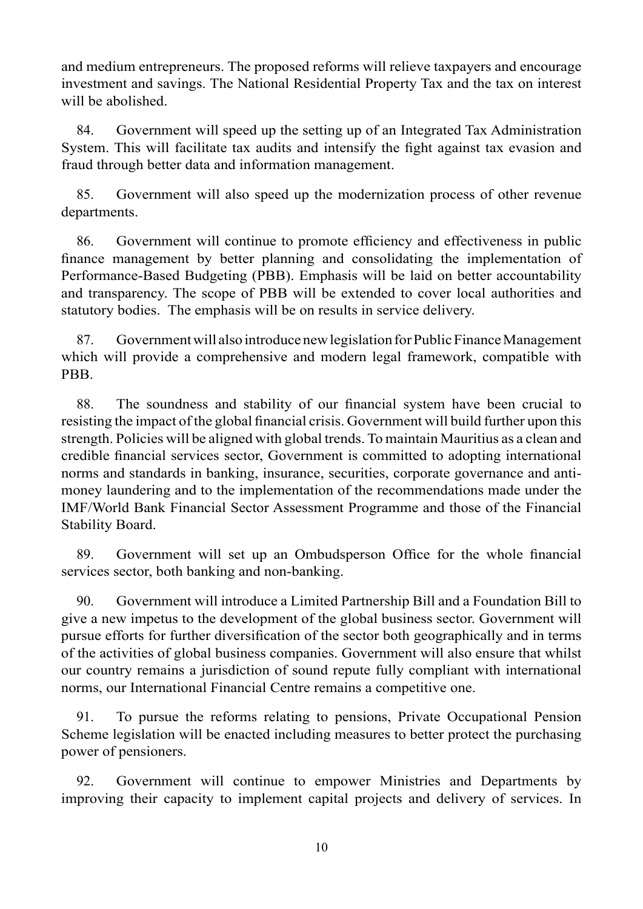and medium entrepreneurs. The proposed reforms will relieve taxpayers and encourage investment and savings. The National Residential Property Tax and the tax on interest will be abolished.

84. Government will speed up the setting up of an Integrated Tax Administration System. This will facilitate tax audits and intensify the fight against tax evasion and fraud through better data and information management.

85. Government will also speed up the modernization process of other revenue departments.

86. Government will continue to promote efficiency and effectiveness in public finance management by better planning and consolidating the implementation of Performance-Based Budgeting (PBB). Emphasis will be laid on better accountability and transparency. The scope of PBB will be extended to cover local authorities and statutory bodies. The emphasis will be on results in service delivery.

87. Government will also introduce new legislation for Public Finance Management which will provide a comprehensive and modern legal framework, compatible with PBB.

88. The soundness and stability of our financial system have been crucial to resisting the impact of the global financial crisis. Government will build further upon this strength. Policies will be aligned with global trends. To maintain Mauritius as a clean and credible financial services sector, Government is committed to adopting international norms and standards in banking, insurance, securities, corporate governance and anti-money laundering and to the implementation of the recommendations made under the IMF/World Bank Financial Sector Assessment Programme and those of the Financial Stability Board.

89. Government will set up an Ombudsperson Office for the whole financial services sector, both banking and non-banking.

90. Government will introduce a Limited Partnership Bill and a Foundation Bill to give a new impetus to the development of the global business sector. Government will pursue efforts for further diversification of the sector both geographically and in terms of the activities of global business companies. Government will also ensure that whilst our country remains a jurisdiction of sound repute fully compliant with international norms, our International Financial Centre remains a competitive one.

91. To pursue the reforms relating to pensions, Private Occupational Pension Scheme legislation will be enacted including measures to better protect the purchasing power of pensioners.

92. Government will continue to empower Ministries and Departments by improving their capacity to implement capital projects and delivery of services. In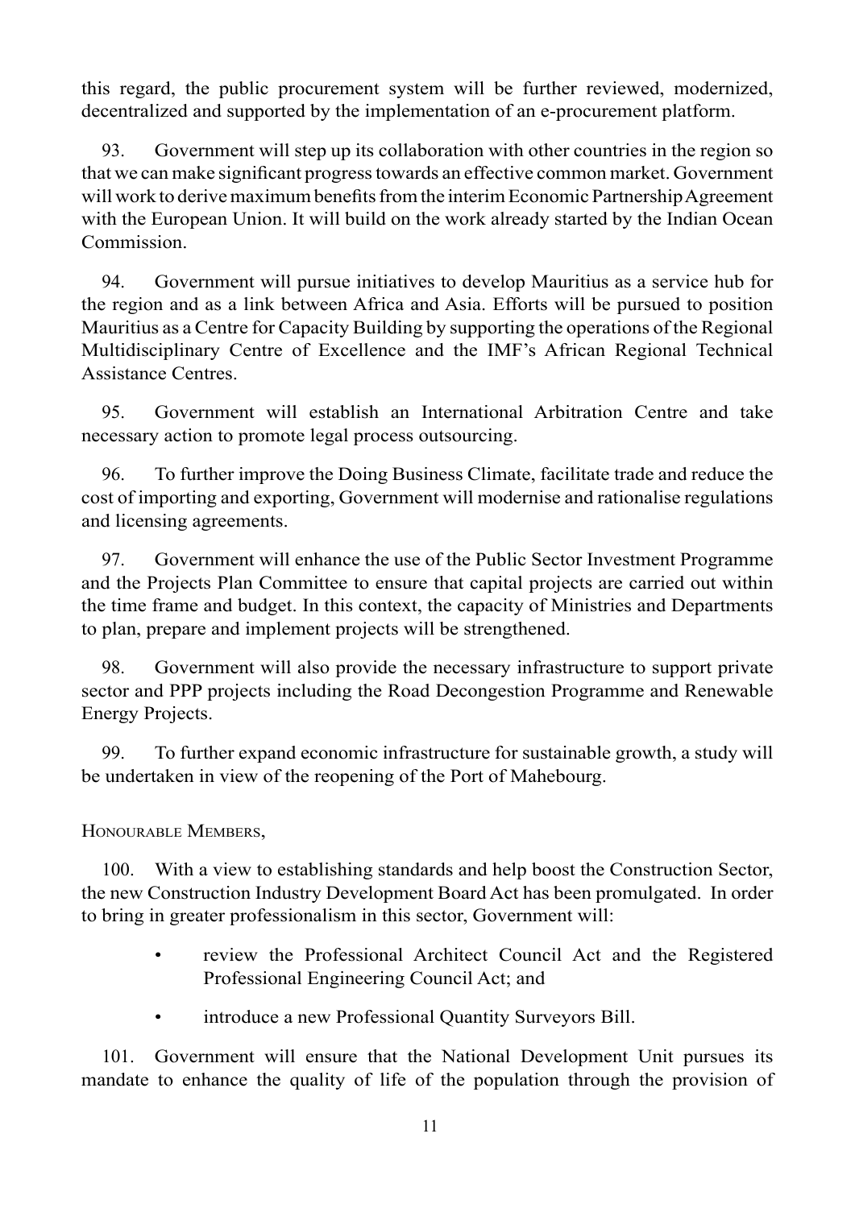this regard, the public procurement system will be further reviewed, modernized, decentralized and supported by the implementation of an e-procurement platform.

93. Government will step up its collaboration with other countries in the region so that we can make significant progress towards an effective common market. Government will work to derive maximum benefits from the interim Economic Partnership Agreement with the European Union. It will build on the work already started by the Indian Ocean Commission.

94. Government will pursue initiatives to develop Mauritius as a service hub for the region and as a link between Africa and Asia. Efforts will be pursued to position Mauritius as a Centre for Capacity Building by supporting the operations of the Regional Multidisciplinary Centre of Excellence and the IMF's African Regional Technical Assistance Centres.

95. Government will establish an International Arbitration Centre and take necessary action to promote legal process outsourcing.

96. To further improve the Doing Business Climate, facilitate trade and reduce the cost of importing and exporting, Government will modernise and rationalise regulations and licensing agreements.

97. Government will enhance the use of the Public Sector Investment Programme and the Projects Plan Committee to ensure that capital projects are carried out within the time frame and budget. In this context, the capacity of Ministries and Departments to plan, prepare and implement projects will be strengthened.

98. Government will also provide the necessary infrastructure to support private sector and PPP projects including the Road Decongestion Programme and Renewable Energy Projects.

99. To further expand economic infrastructure for sustainable growth, a study will be undertaken in view of the reopening of the Port of Mahebourg.

Honourable Members,

100. With a view to establishing standards and help boost the Construction Sector, the new Construction Industry Development Board Act has been promulgated. In order to bring in greater professionalism in this sector, Government will:

- review the Professional Architect Council Act and the Registered Professional Engineering Council Act; and
- introduce a new Professional Quantity Surveyors Bill.

101. Government will ensure that the National Development Unit pursues its mandate to enhance the quality of life of the population through the provision of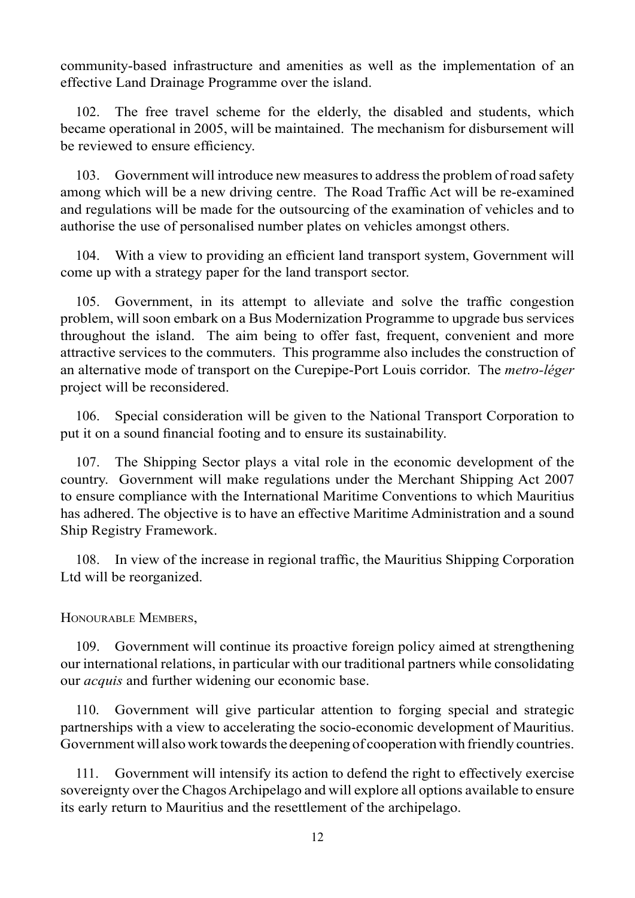community-based infrastructure and amenities as well as the implementation of an effective Land Drainage Programme over the island.

102. The free travel scheme for the elderly, the disabled and students, which became operational in 2005, will be maintained. The mechanism for disbursement will be reviewed to ensure efficiency.

103. Government will introduce new measures to address the problem of road safety among which will be a new driving centre. The Road Traffic Act will be re-examined and regulations will be made for the outsourcing of the examination of vehicles and to authorise the use of personalised number plates on vehicles amongst others.

104. With a view to providing an efficient land transport system, Government will come up with a strategy paper for the land transport sector.

105. Government, in its attempt to alleviate and solve the traffic congestion problem, will soon embark on a Bus Modernization Programme to upgrade bus services throughout the island. The aim being to offer fast, frequent, convenient and more attractive services to the commuters. This programme also includes the construction of an alternative mode of transport on the Curepipe-Port Louis corridor. The *metro-léger* project will be reconsidered.

106. Special consideration will be given to the National Transport Corporation to put it on a sound financial footing and to ensure its sustainability.

107. The Shipping Sector plays a vital role in the economic development of the country. Government will make regulations under the Merchant Shipping Act 2007 to ensure compliance with the International Maritime Conventions to which Mauritius has adhered. The objective is to have an effective Maritime Administration and a sound Ship Registry Framework.

108. In view of the increase in regional traffic, the Mauritius Shipping Corporation Ltd will be reorganized.

Honourable Members,

109. Government will continue its proactive foreign policy aimed at strengthening our international relations, in particular with our traditional partners while consolidating our *acquis* and further widening our economic base.

110. Government will give particular attention to forging special and strategic partnerships with a view to accelerating the socio-economic development of Mauritius. Government will also work towards the deepening of cooperation with friendly countries.

111. Government will intensify its action to defend the right to effectively exercise sovereignty over the Chagos Archipelago and will explore all options available to ensure its early return to Mauritius and the resettlement of the archipelago.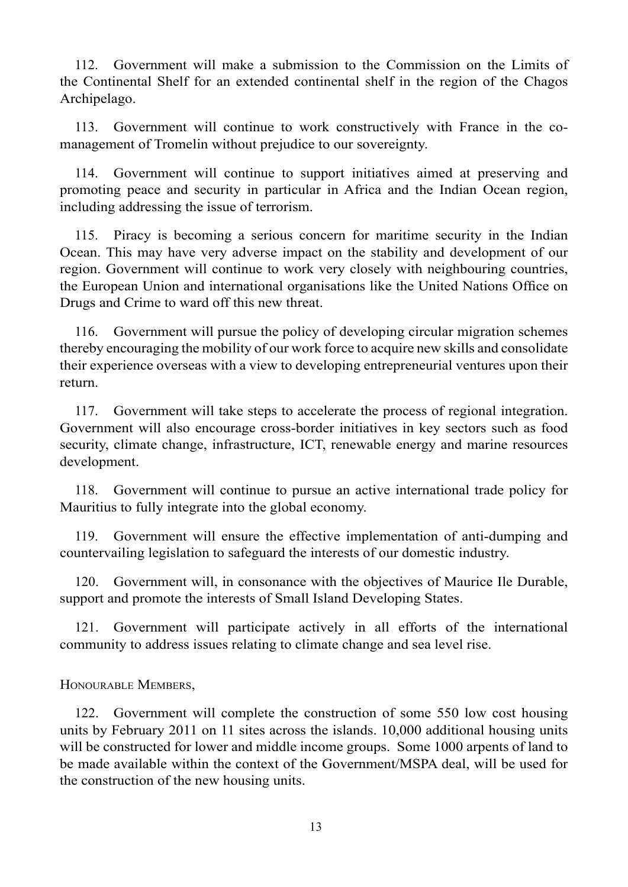112. Government will make a submission to the Commission on the Limits of the Continental Shelf for an extended continental shelf in the region of the Chagos Archipelago.

113. Government will continue to work constructively with France in the co-management of Tromelin without prejudice to our sovereignty.

114. Government will continue to support initiatives aimed at preserving and promoting peace and security in particular in Africa and the Indian Ocean region, including addressing the issue of terrorism.

115. Piracy is becoming a serious concern for maritime security in the Indian Ocean. This may have very adverse impact on the stability and development of our region. Government will continue to work very closely with neighbouring countries, the European Union and international organisations like the United Nations Office on Drugs and Crime to ward off this new threat.

116. Government will pursue the policy of developing circular migration schemes thereby encouraging the mobility of our work force to acquire new skills and consolidate their experience overseas with a view to developing entrepreneurial ventures upon their return.

117. Government will take steps to accelerate the process of regional integration. Government will also encourage cross-border initiatives in key sectors such as food security, climate change, infrastructure, ICT, renewable energy and marine resources development.

118. Government will continue to pursue an active international trade policy for Mauritius to fully integrate into the global economy.

119. Government will ensure the effective implementation of anti-dumping and countervailing legislation to safeguard the interests of our domestic industry.

120. Government will, in consonance with the objectives of Maurice Ile Durable, support and promote the interests of Small Island Developing States.

121. Government will participate actively in all efforts of the international community to address issues relating to climate change and sea level rise.

Honourable Members,

122. Government will complete the construction of some 550 low cost housing units by February 2011 on 11 sites across the islands. 10,000 additional housing units will be constructed for lower and middle income groups. Some 1000 arpents of land to be made available within the context of the Government/MSPA deal, will be used for the construction of the new housing units.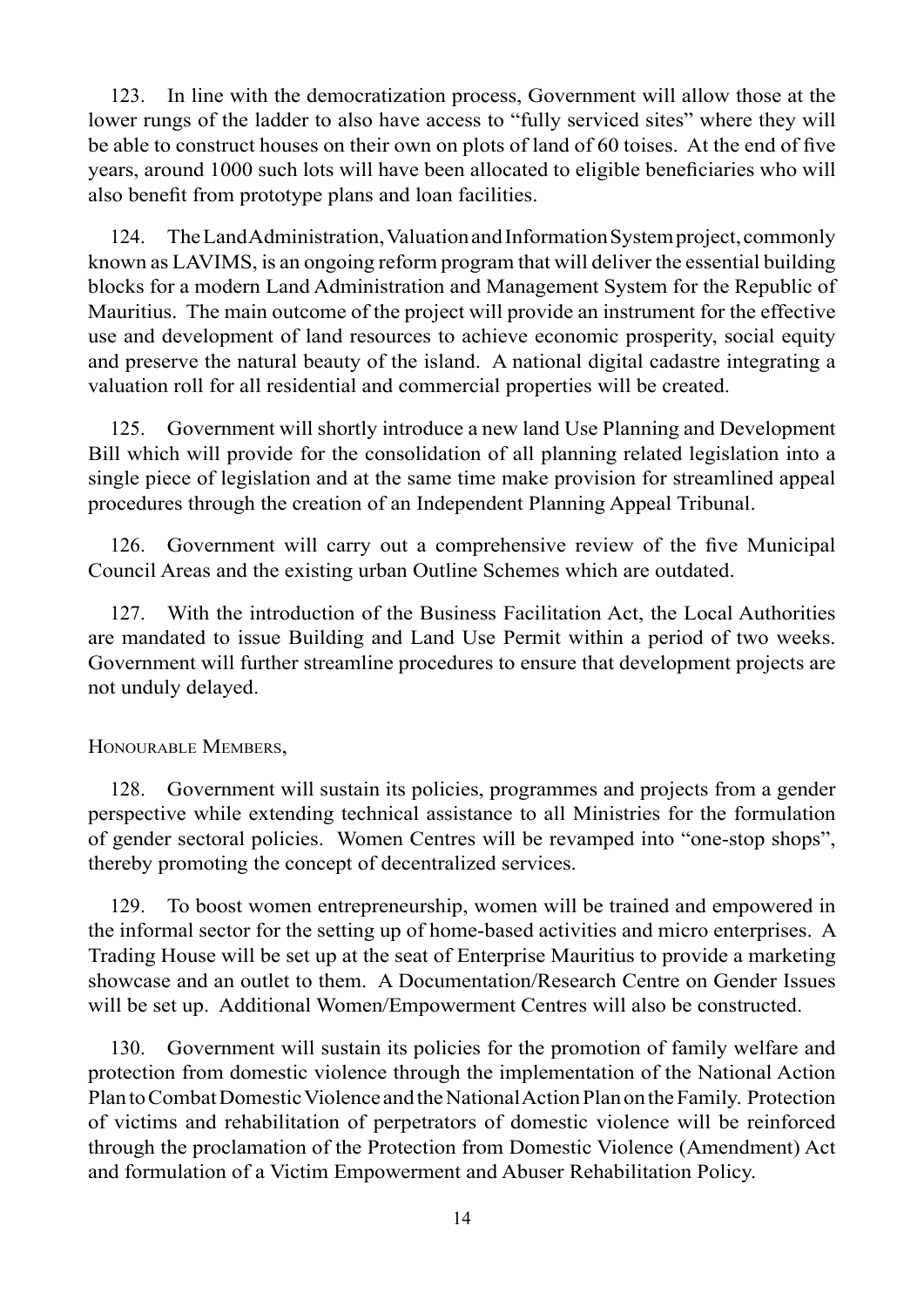123. In line with the democratization process, Government will allow those at the lower rungs of the ladder to also have access to "fully serviced sites" where they will be able to construct houses on their own on plots of land of 60 toises. At the end of five years, around 1000 such lots will have been allocated to eligible beneficiaries who will also benefit from prototype plans and loan facilities.

124. The Land Administration, Valuation and Information System project, commonly known as LAVIMS, is an ongoing reform program that will deliver the essential building blocks for a modern Land Administration and Management System for the Republic of Mauritius. The main outcome of the project will provide an instrument for the effective use and development of land resources to achieve economic prosperity, social equity and preserve the natural beauty of the island. A national digital cadastre integrating a valuation roll for all residential and commercial properties will be created.

125. Government will shortly introduce a new land Use Planning and Development Bill which will provide for the consolidation of all planning related legislation into a single piece of legislation and at the same time make provision for streamlined appeal procedures through the creation of an Independent Planning Appeal Tribunal.

126. Government will carry out a comprehensive review of the five Municipal Council Areas and the existing urban Outline Schemes which are outdated.

127. With the introduction of the Business Facilitation Act, the Local Authorities are mandated to issue Building and Land Use Permit within a period of two weeks. Government will further streamline procedures to ensure that development projects are not unduly delayed.

Honourable Members,

128. Government will sustain its policies, programmes and projects from a gender perspective while extending technical assistance to all Ministries for the formulation of gender sectoral policies. Women Centres will be revamped into "one-stop shops", thereby promoting the concept of decentralized services.

129. To boost women entrepreneurship, women will be trained and empowered in the informal sector for the setting up of home-based activities and micro enterprises. A Trading House will be set up at the seat of Enterprise Mauritius to provide a marketing showcase and an outlet to them. A Documentation/Research Centre on Gender Issues will be set up. Additional Women/Empowerment Centres will also be constructed.

130. Government will sustain its policies for the promotion of family welfare and protection from domestic violence through the implementation of the National Action Plan to Combat Domestic Violence and the National Action Plan on the Family. Protection of victims and rehabilitation of perpetrators of domestic violence will be reinforced through the proclamation of the Protection from Domestic Violence (Amendment) Act and formulation of a Victim Empowerment and Abuser Rehabilitation Policy.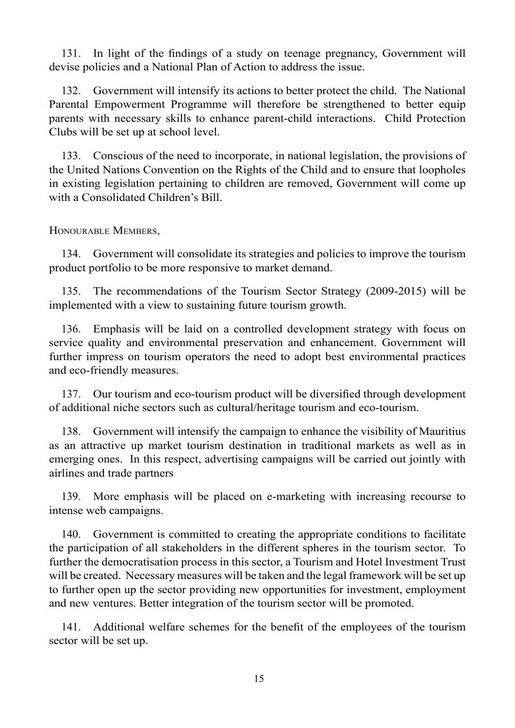131. In light of the findings of a study on teenage pregnancy, Government will devise policies and a National Plan of Action to address the issue.

132. Government will intensify its actions to better protect the child. The National Parental Empowerment Programme will therefore be strengthened to better equip parents with necessary skills to enhance parent-child interactions. Child Protection Clubs will be set up at school level.

133. Conscious of the need to incorporate, in national legislation, the provisions of the United Nations Convention on the Rights of the Child and to ensure that loopholes in existing legislation pertaining to children are removed, Government will come up with a Consolidated Children's Bill.

HONOURABLE MEMBERS,

134. Government will consolidate its strategies and policies to improve the tourism product portfolio to be more responsive to market demand.

135. The recommendations of the Tourism Sector Strategy (2009-2015) will be implemented with a view to sustaining future tourism growth.

136. Emphasis will be laid on a controlled development strategy with focus on service quality and environmental preservation and enhancement. Government will further impress on tourism operators the need to adopt best environmental practices and eco-friendly measures.

137. Our tourism and eco-tourism product will be diversified through development of additional niche sectors such as cultural/heritage tourism and eco-tourism.

138. Government will intensify the campaign to enhance the visibility of Mauritius as an attractive up market tourism destination in traditional markets as well as in emerging ones. In this respect, advertising campaigns will be carried out jointly with airlines and trade partners

139. More emphasis will be placed on e-marketing with increasing recourse to intense web campaigns.

140. Government is committed to creating the appropriate conditions to facilitate the participation of all stakeholders in the different spheres in the tourism sector. To further the democratisation process in this sector, a Tourism and Hotel Investment Trust will be created. Necessary measures will be taken and the legal framework will be set up to further open up the sector providing new opportunities for investment, employment and new ventures. Better integration of the tourism sector will be promoted.

141. Additional welfare schemes for the benefit of the employees of the tourism sector will be set up.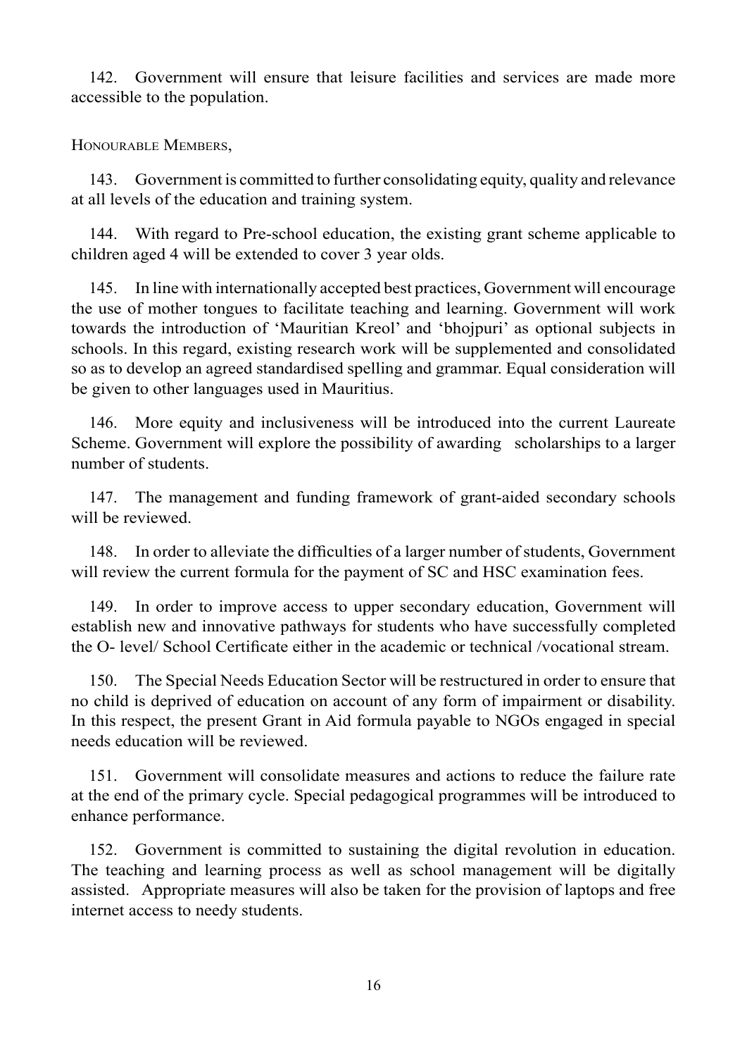142. Government will ensure that leisure facilities and services are made more accessible to the population.

Honourable Members,

143. Government is committed to further consolidating equity, quality and relevance at all levels of the education and training system.

144. With regard to Pre-school education, the existing grant scheme applicable to children aged 4 will be extended to cover 3 year olds.

145. In line with internationally accepted best practices, Government will encourage the use of mother tongues to facilitate teaching and learning. Government will work towards the introduction of 'Mauritian Kreol' and 'bhojpuri' as optional subjects in schools. In this regard, existing research work will be supplemented and consolidated so as to develop an agreed standardised spelling and grammar. Equal consideration will be given to other languages used in Mauritius.

146. More equity and inclusiveness will be introduced into the current Laureate Scheme. Government will explore the possibility of awarding scholarships to a larger number of students.

147. The management and funding framework of grant-aided secondary schools will be reviewed.

148. In order to alleviate the difficulties of a larger number of students, Government will review the current formula for the payment of SC and HSC examination fees.

149. In order to improve access to upper secondary education, Government will establish new and innovative pathways for students who have successfully completed the O- level/ School Certificate either in the academic or technical /vocational stream.

150. The Special Needs Education Sector will be restructured in order to ensure that no child is deprived of education on account of any form of impairment or disability. In this respect, the present Grant in Aid formula payable to NGOs engaged in special needs education will be reviewed.

151. Government will consolidate measures and actions to reduce the failure rate at the end of the primary cycle. Special pedagogical programmes will be introduced to enhance performance.

152. Government is committed to sustaining the digital revolution in education. The teaching and learning process as well as school management will be digitally assisted. Appropriate measures will also be taken for the provision of laptops and free internet access to needy students.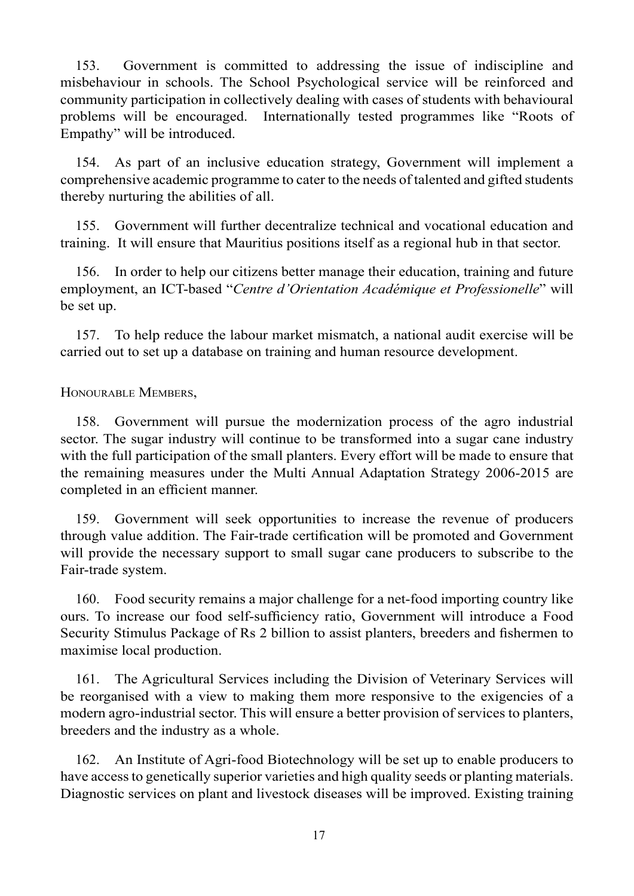153. Government is committed to addressing the issue of indiscipline and misbehaviour in schools. The School Psychological service will be reinforced and community participation in collectively dealing with cases of students with behavioural problems will be encouraged. Internationally tested programmes like "Roots of Empathy" will be introduced.

154. As part of an inclusive education strategy, Government will implement a comprehensive academic programme to cater to the needs of talented and gifted students thereby nurturing the abilities of all.

155. Government will further decentralize technical and vocational education and training. It will ensure that Mauritius positions itself as a regional hub in that sector.

156. In order to help our citizens better manage their education, training and future employment, an ICT-based "*Centre d'Orientation Académique et Professionelle*" will be set up.

157. To help reduce the labour market mismatch, a national audit exercise will be carried out to set up a database on training and human resource development.

Honourable Members,

158. Government will pursue the modernization process of the agro industrial sector. The sugar industry will continue to be transformed into a sugar cane industry with the full participation of the small planters. Every effort will be made to ensure that the remaining measures under the Multi Annual Adaptation Strategy 2006-2015 are completed in an efficient manner.

159. Government will seek opportunities to increase the revenue of producers through value addition. The Fair-trade certification will be promoted and Government will provide the necessary support to small sugar cane producers to subscribe to the Fair-trade system.

160. Food security remains a major challenge for a net-food importing country like ours. To increase our food self-sufficiency ratio, Government will introduce a Food Security Stimulus Package of Rs 2 billion to assist planters, breeders and fishermen to maximise local production.

161. The Agricultural Services including the Division of Veterinary Services will be reorganised with a view to making them more responsive to the exigencies of a modern agro-industrial sector. This will ensure a better provision of services to planters, breeders and the industry as a whole.

162. An Institute of Agri-food Biotechnology will be set up to enable producers to have access to genetically superior varieties and high quality seeds or planting materials. Diagnostic services on plant and livestock diseases will be improved. Existing training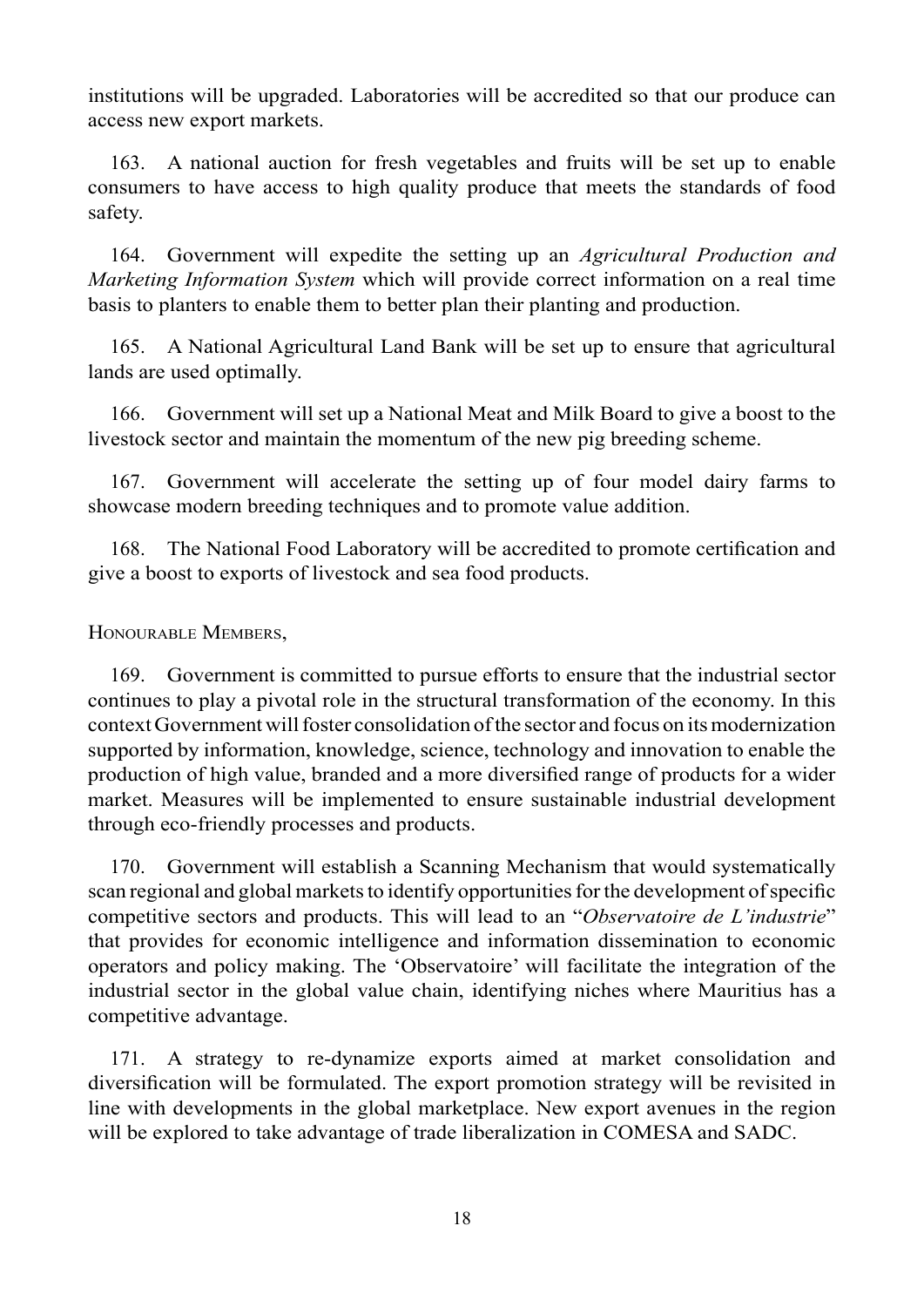institutions will be upgraded. Laboratories will be accredited so that our produce can access new export markets.

163. A national auction for fresh vegetables and fruits will be set up to enable consumers to have access to high quality produce that meets the standards of food safety.

164. Government will expedite the setting up an *Agricultural Production and Marketing Information System* which will provide correct information on a real time basis to planters to enable them to better plan their planting and production.

165. A National Agricultural Land Bank will be set up to ensure that agricultural lands are used optimally.

166. Government will set up a National Meat and Milk Board to give a boost to the livestock sector and maintain the momentum of the new pig breeding scheme.

167. Government will accelerate the setting up of four model dairy farms to showcase modern breeding techniques and to promote value addition.

168. The National Food Laboratory will be accredited to promote certification and give a boost to exports of livestock and sea food products.

Honourable Members,

169. Government is committed to pursue efforts to ensure that the industrial sector continues to play a pivotal role in the structural transformation of the economy. In this context Government will foster consolidation of the sector and focus on its modernization supported by information, knowledge, science, technology and innovation to enable the production of high value, branded and a more diversified range of products for a wider market. Measures will be implemented to ensure sustainable industrial development through eco-friendly processes and products.

170. Government will establish a Scanning Mechanism that would systematically scan regional and global markets to identify opportunities for the development of specific competitive sectors and products. This will lead to an "*Observatoire de L'industrie*" that provides for economic intelligence and information dissemination to economic operators and policy making. The 'Observatoire' will facilitate the integration of the industrial sector in the global value chain, identifying niches where Mauritius has a competitive advantage.

171. A strategy to re-dynamize exports aimed at market consolidation and diversification will be formulated. The export promotion strategy will be revisited in line with developments in the global marketplace. New export avenues in the region will be explored to take advantage of trade liberalization in COMESA and SADC.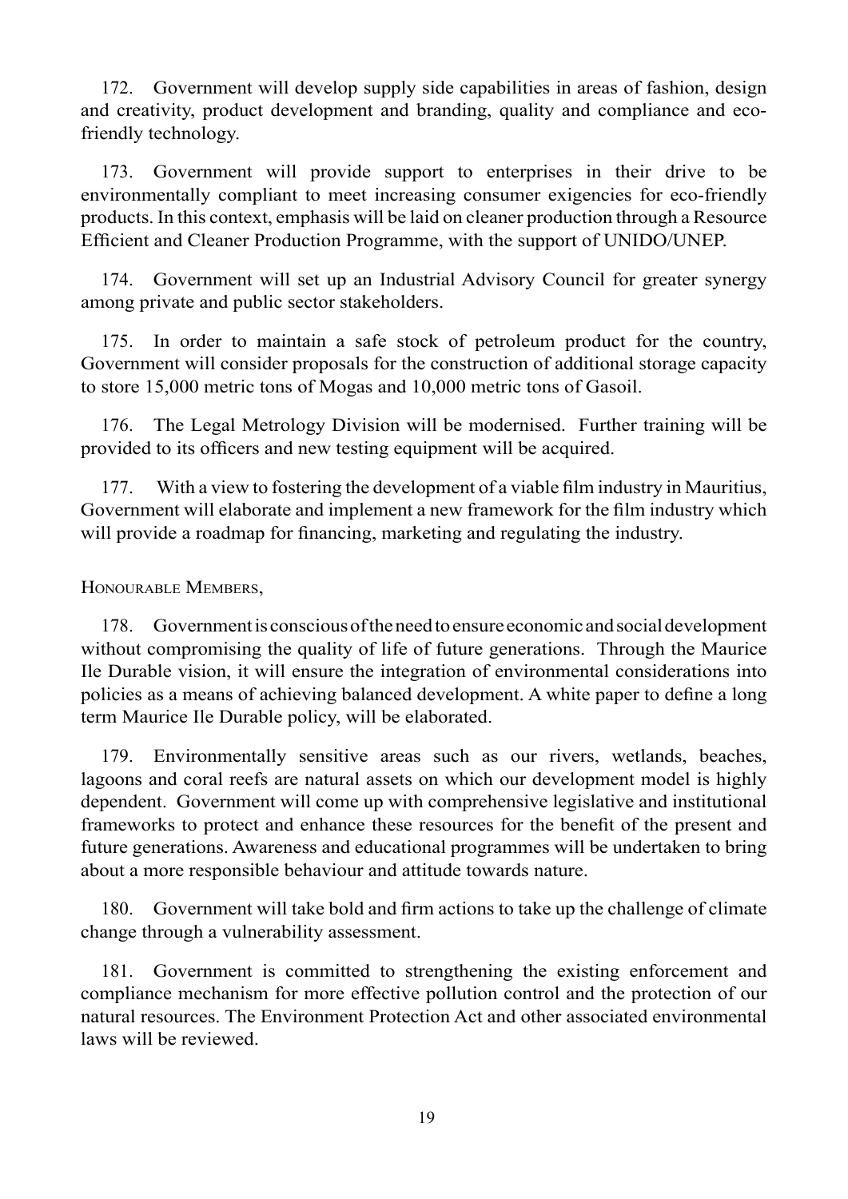172. Government will develop supply side capabilities in areas of fashion, design and creativity, product development and branding, quality and compliance and eco-friendly technology.

173. Government will provide support to enterprises in their drive to be environmentally compliant to meet increasing consumer exigencies for eco-friendly products. In this context, emphasis will be laid on cleaner production through a Resource Efficient and Cleaner Production Programme, with the support of UNIDO/UNEP.

174. Government will set up an Industrial Advisory Council for greater synergy among private and public sector stakeholders.

175. In order to maintain a safe stock of petroleum product for the country, Government will consider proposals for the construction of additional storage capacity to store 15,000 metric tons of Mogas and 10,000 metric tons of Gasoil.

176. The Legal Metrology Division will be modernised. Further training will be provided to its officers and new testing equipment will be acquired.

177. With a view to fostering the development of a viable film industry in Mauritius, Government will elaborate and implement a new framework for the film industry which will provide a roadmap for financing, marketing and regulating the industry.

Honourable Members,

178. Government is conscious of the need to ensure economic and social development without compromising the quality of life of future generations. Through the Maurice Ile Durable vision, it will ensure the integration of environmental considerations into policies as a means of achieving balanced development. A white paper to define a long term Maurice Ile Durable policy, will be elaborated.

179. Environmentally sensitive areas such as our rivers, wetlands, beaches, lagoons and coral reefs are natural assets on which our development model is highly dependent. Government will come up with comprehensive legislative and institutional frameworks to protect and enhance these resources for the benefit of the present and future generations. Awareness and educational programmes will be undertaken to bring about a more responsible behaviour and attitude towards nature.

180. Government will take bold and firm actions to take up the challenge of climate change through a vulnerability assessment.

181. Government is committed to strengthening the existing enforcement and compliance mechanism for more effective pollution control and the protection of our natural resources. The Environment Protection Act and other associated environmental laws will be reviewed.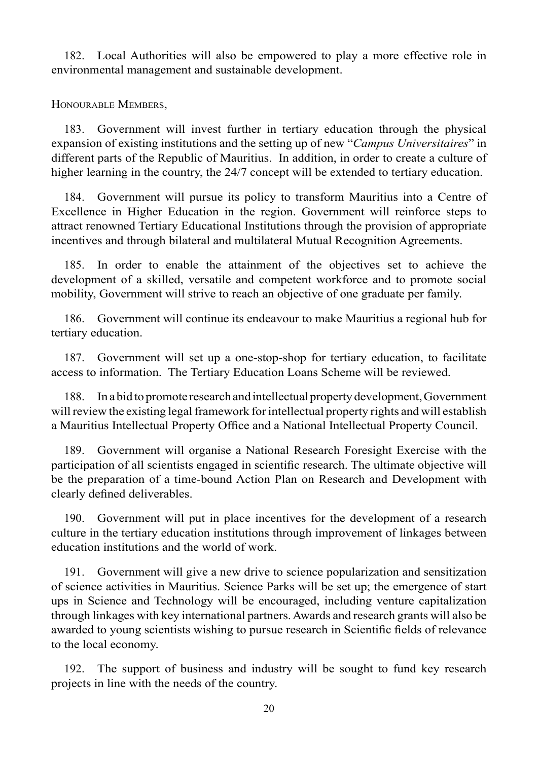182. Local Authorities will also be empowered to play a more effective role in environmental management and sustainable development.

Honourable Members,

183. Government will invest further in tertiary education through the physical expansion of existing institutions and the setting up of new "*Campus Universitaires*" in different parts of the Republic of Mauritius. In addition, in order to create a culture of higher learning in the country, the 24/7 concept will be extended to tertiary education.

184. Government will pursue its policy to transform Mauritius into a Centre of Excellence in Higher Education in the region. Government will reinforce steps to attract renowned Tertiary Educational Institutions through the provision of appropriate incentives and through bilateral and multilateral Mutual Recognition Agreements.

185. In order to enable the attainment of the objectives set to achieve the development of a skilled, versatile and competent workforce and to promote social mobility, Government will strive to reach an objective of one graduate per family.

186. Government will continue its endeavour to make Mauritius a regional hub for tertiary education.

187. Government will set up a one-stop-shop for tertiary education, to facilitate access to information. The Tertiary Education Loans Scheme will be reviewed.

188. In a bid to promote research and intellectual property development, Government will review the existing legal framework for intellectual property rights and will establish a Mauritius Intellectual Property Office and a National Intellectual Property Council.

189. Government will organise a National Research Foresight Exercise with the participation of all scientists engaged in scientific research. The ultimate objective will be the preparation of a time-bound Action Plan on Research and Development with clearly defined deliverables.

190. Government will put in place incentives for the development of a research culture in the tertiary education institutions through improvement of linkages between education institutions and the world of work.

191. Government will give a new drive to science popularization and sensitization of science activities in Mauritius. Science Parks will be set up; the emergence of start ups in Science and Technology will be encouraged, including venture capitalization through linkages with key international partners. Awards and research grants will also be awarded to young scientists wishing to pursue research in Scientific fields of relevance to the local economy.

192. The support of business and industry will be sought to fund key research projects in line with the needs of the country.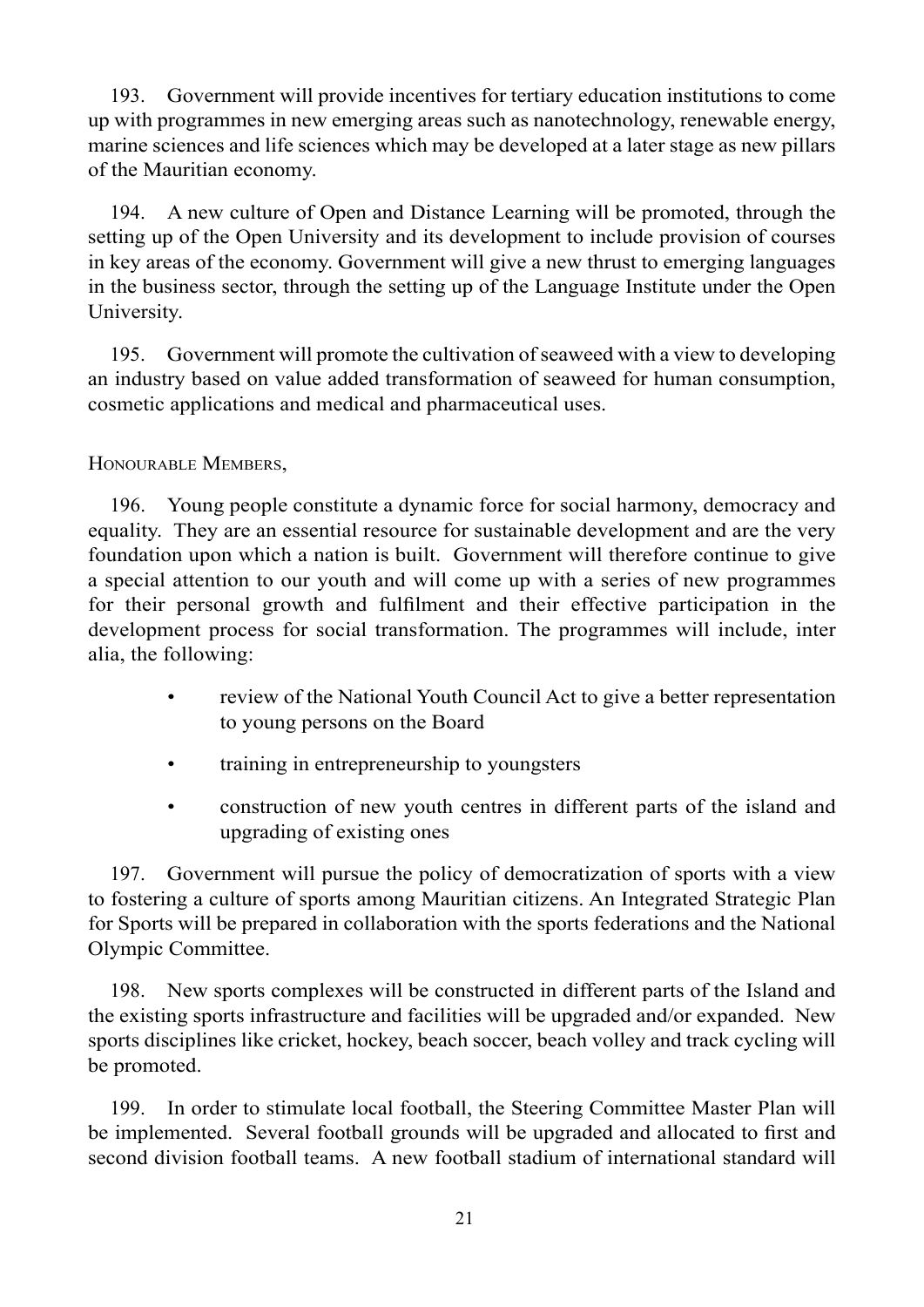193. Government will provide incentives for tertiary education institutions to come up with programmes in new emerging areas such as nanotechnology, renewable energy, marine sciences and life sciences which may be developed at a later stage as new pillars of the Mauritian economy.

194. A new culture of Open and Distance Learning will be promoted, through the setting up of the Open University and its development to include provision of courses in key areas of the economy. Government will give a new thrust to emerging languages in the business sector, through the setting up of the Language Institute under the Open University.

195. Government will promote the cultivation of seaweed with a view to developing an industry based on value added transformation of seaweed for human consumption, cosmetic applications and medical and pharmaceutical uses.

Honourable Members,

196. Young people constitute a dynamic force for social harmony, democracy and equality. They are an essential resource for sustainable development and are the very foundation upon which a nation is built. Government will therefore continue to give a special attention to our youth and will come up with a series of new programmes for their personal growth and fulfilment and their effective participation in the development process for social transformation. The programmes will include, inter alia, the following:

- review of the National Youth Council Act to give a better representation to young persons on the Board
- training in entrepreneurship to youngsters
- construction of new youth centres in different parts of the island and upgrading of existing ones

197. Government will pursue the policy of democratization of sports with a view to fostering a culture of sports among Mauritian citizens. An Integrated Strategic Plan for Sports will be prepared in collaboration with the sports federations and the National Olympic Committee.

198. New sports complexes will be constructed in different parts of the Island and the existing sports infrastructure and facilities will be upgraded and/or expanded. New sports disciplines like cricket, hockey, beach soccer, beach volley and track cycling will be promoted.

199. In order to stimulate local football, the Steering Committee Master Plan will be implemented. Several football grounds will be upgraded and allocated to first and second division football teams. A new football stadium of international standard will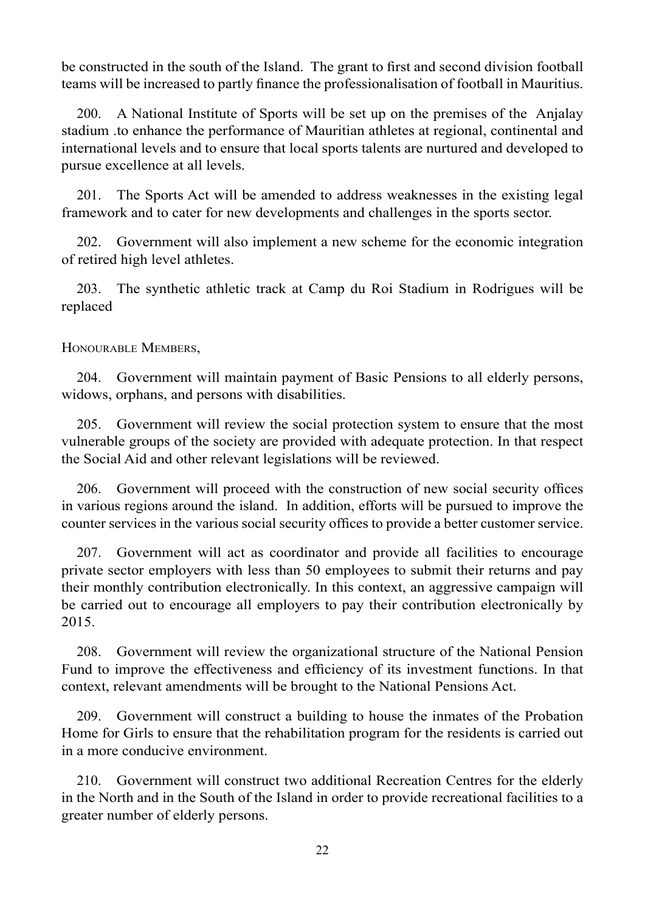be constructed in the south of the Island. The grant to first and second division football teams will be increased to partly finance the professionalisation of football in Mauritius.

200. A National Institute of Sports will be set up on the premises of the Anjalay stadium .to enhance the performance of Mauritian athletes at regional, continental and international levels and to ensure that local sports talents are nurtured and developed to pursue excellence at all levels.

201. The Sports Act will be amended to address weaknesses in the existing legal framework and to cater for new developments and challenges in the sports sector.

202. Government will also implement a new scheme for the economic integration of retired high level athletes.

203. The synthetic athletic track at Camp du Roi Stadium in Rodrigues will be replaced

Honourable Members,

204. Government will maintain payment of Basic Pensions to all elderly persons, widows, orphans, and persons with disabilities.

205. Government will review the social protection system to ensure that the most vulnerable groups of the society are provided with adequate protection. In that respect the Social Aid and other relevant legislations will be reviewed.

206. Government will proceed with the construction of new social security offices in various regions around the island. In addition, efforts will be pursued to improve the counter services in the various social security offices to provide a better customer service.

207. Government will act as coordinator and provide all facilities to encourage private sector employers with less than 50 employees to submit their returns and pay their monthly contribution electronically. In this context, an aggressive campaign will be carried out to encourage all employers to pay their contribution electronically by 2015.

208. Government will review the organizational structure of the National Pension Fund to improve the effectiveness and efficiency of its investment functions. In that context, relevant amendments will be brought to the National Pensions Act.

209. Government will construct a building to house the inmates of the Probation Home for Girls to ensure that the rehabilitation program for the residents is carried out in a more conducive environment.

210. Government will construct two additional Recreation Centres for the elderly in the North and in the South of the Island in order to provide recreational facilities to a greater number of elderly persons.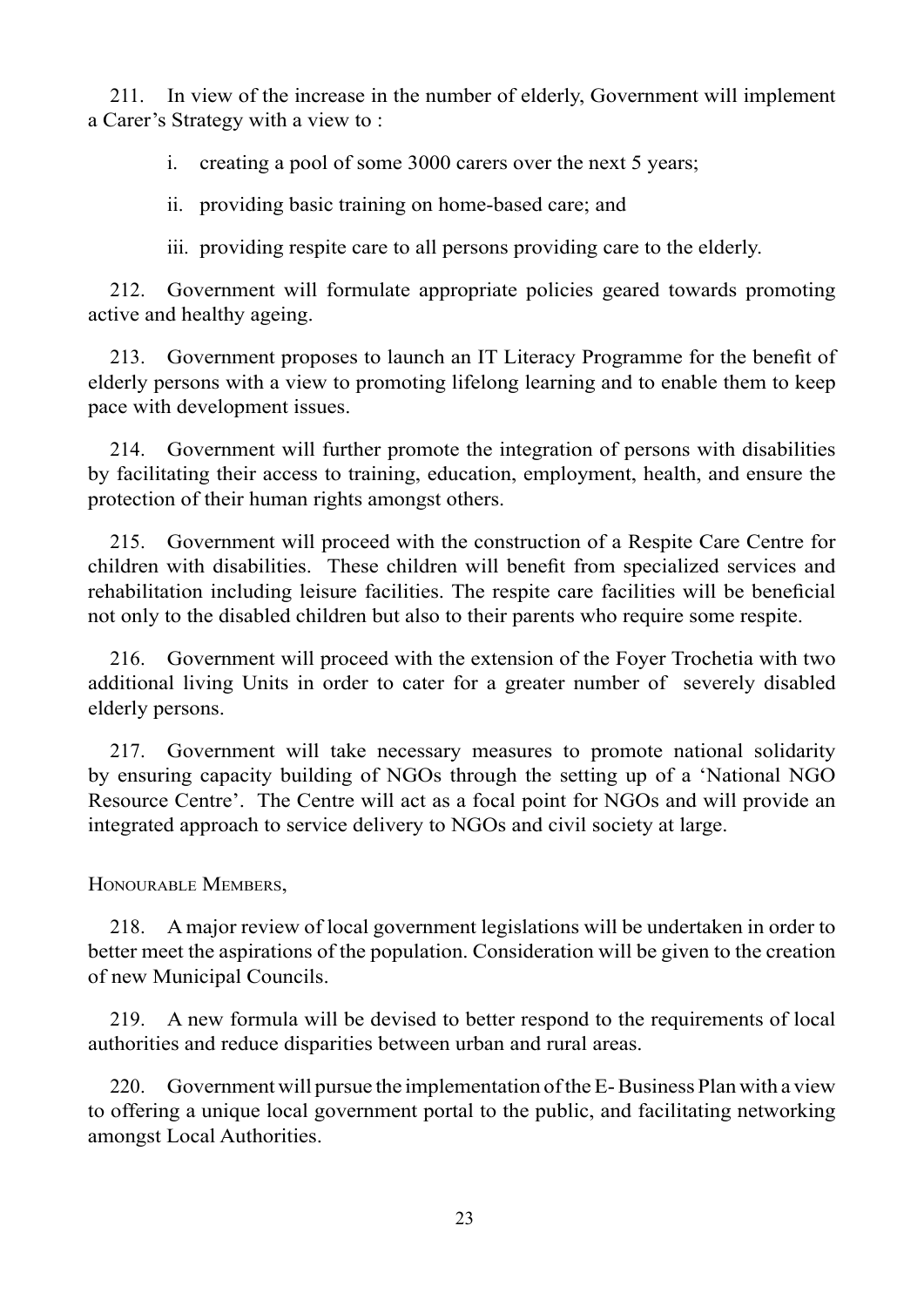211. In view of the increase in the number of elderly, Government will implement a Carer's Strategy with a view to :

   i. creating a pool of some 3000 carers over the next 5 years;

   ii. providing basic training on home-based care; and

   iii. providing respite care to all persons providing care to the elderly.

212. Government will formulate appropriate policies geared towards promoting active and healthy ageing.

213. Government proposes to launch an IT Literacy Programme for the benefit of elderly persons with a view to promoting lifelong learning and to enable them to keep pace with development issues.

214. Government will further promote the integration of persons with disabilities by facilitating their access to training, education, employment, health, and ensure the protection of their human rights amongst others.

215. Government will proceed with the construction of a Respite Care Centre for children with disabilities. These children will benefit from specialized services and rehabilitation including leisure facilities. The respite care facilities will be beneficial not only to the disabled children but also to their parents who require some respite.

216. Government will proceed with the extension of the Foyer Trochetia with two additional living Units in order to cater for a greater number of severely disabled elderly persons.

217. Government will take necessary measures to promote national solidarity by ensuring capacity building of NGOs through the setting up of a 'National NGO Resource Centre'. The Centre will act as a focal point for NGOs and will provide an integrated approach to service delivery to NGOs and civil society at large.

Honourable Members,

218. A major review of local government legislations will be undertaken in order to better meet the aspirations of the population. Consideration will be given to the creation of new Municipal Councils.

219. A new formula will be devised to better respond to the requirements of local authorities and reduce disparities between urban and rural areas.

220. Government will pursue the implementation of the E- Business Plan with a view to offering a unique local government portal to the public, and facilitating networking amongst Local Authorities.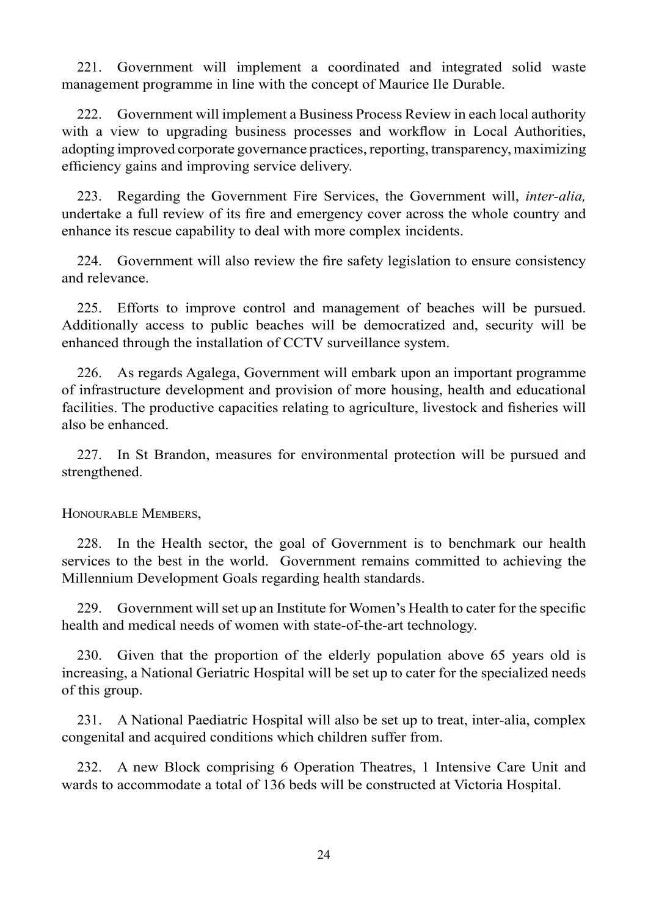221. Government will implement a coordinated and integrated solid waste management programme in line with the concept of Maurice Ile Durable.

222. Government will implement a Business Process Review in each local authority with a view to upgrading business processes and workflow in Local Authorities, adopting improved corporate governance practices, reporting, transparency, maximizing efficiency gains and improving service delivery.

223. Regarding the Government Fire Services, the Government will, *inter-alia,* undertake a full review of its fire and emergency cover across the whole country and enhance its rescue capability to deal with more complex incidents.

224. Government will also review the fire safety legislation to ensure consistency and relevance.

225. Efforts to improve control and management of beaches will be pursued. Additionally access to public beaches will be democratized and, security will be enhanced through the installation of CCTV surveillance system.

226. As regards Agalega, Government will embark upon an important programme of infrastructure development and provision of more housing, health and educational facilities. The productive capacities relating to agriculture, livestock and fisheries will also be enhanced.

227. In St Brandon, measures for environmental protection will be pursued and strengthened.

Honourable Members,

228. In the Health sector, the goal of Government is to benchmark our health services to the best in the world. Government remains committed to achieving the Millennium Development Goals regarding health standards.

229. Government will set up an Institute for Women's Health to cater for the specific health and medical needs of women with state-of-the-art technology.

230. Given that the proportion of the elderly population above 65 years old is increasing, a National Geriatric Hospital will be set up to cater for the specialized needs of this group.

231. A National Paediatric Hospital will also be set up to treat, inter-alia, complex congenital and acquired conditions which children suffer from.

232. A new Block comprising 6 Operation Theatres, 1 Intensive Care Unit and wards to accommodate a total of 136 beds will be constructed at Victoria Hospital.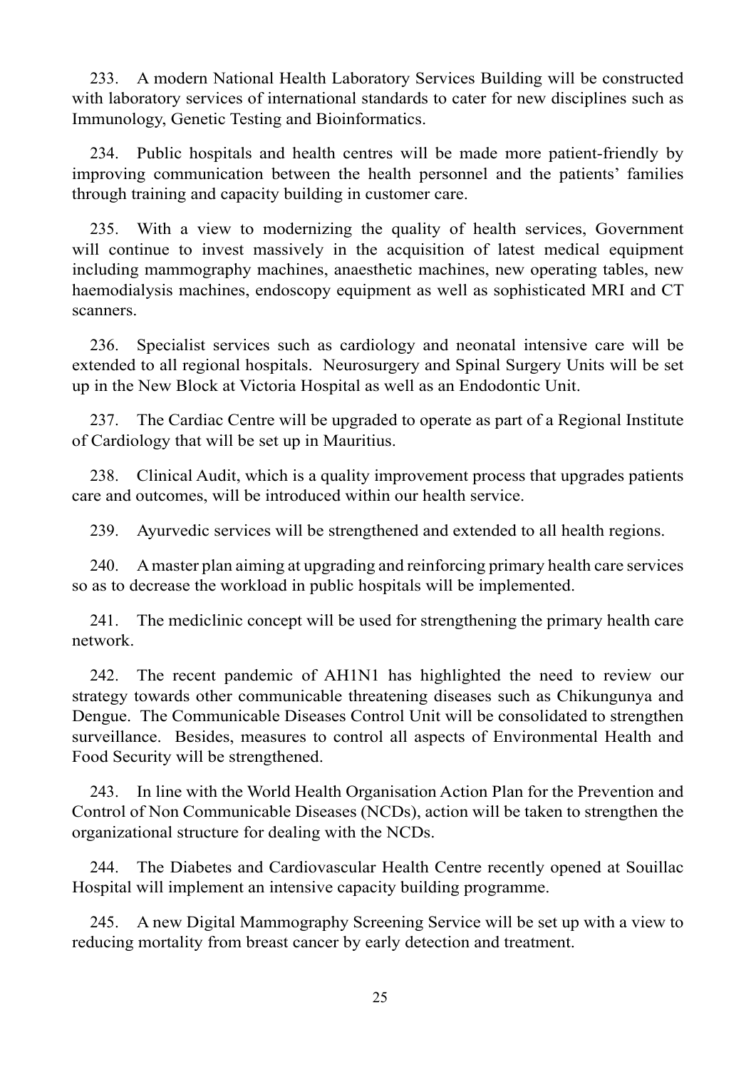233. A modern National Health Laboratory Services Building will be constructed with laboratory services of international standards to cater for new disciplines such as Immunology, Genetic Testing and Bioinformatics.

234. Public hospitals and health centres will be made more patient-friendly by improving communication between the health personnel and the patients' families through training and capacity building in customer care.

235. With a view to modernizing the quality of health services, Government will continue to invest massively in the acquisition of latest medical equipment including mammography machines, anaesthetic machines, new operating tables, new haemodialysis machines, endoscopy equipment as well as sophisticated MRI and CT scanners.

236. Specialist services such as cardiology and neonatal intensive care will be extended to all regional hospitals. Neurosurgery and Spinal Surgery Units will be set up in the New Block at Victoria Hospital as well as an Endodontic Unit.

237. The Cardiac Centre will be upgraded to operate as part of a Regional Institute of Cardiology that will be set up in Mauritius.

238. Clinical Audit, which is a quality improvement process that upgrades patients care and outcomes, will be introduced within our health service.

239. Ayurvedic services will be strengthened and extended to all health regions.

240. A master plan aiming at upgrading and reinforcing primary health care services so as to decrease the workload in public hospitals will be implemented.

241. The mediclinic concept will be used for strengthening the primary health care network.

242. The recent pandemic of AH1N1 has highlighted the need to review our strategy towards other communicable threatening diseases such as Chikungunya and Dengue. The Communicable Diseases Control Unit will be consolidated to strengthen surveillance. Besides, measures to control all aspects of Environmental Health and Food Security will be strengthened.

243. In line with the World Health Organisation Action Plan for the Prevention and Control of Non Communicable Diseases (NCDs), action will be taken to strengthen the organizational structure for dealing with the NCDs.

244. The Diabetes and Cardiovascular Health Centre recently opened at Souillac Hospital will implement an intensive capacity building programme.

245. A new Digital Mammography Screening Service will be set up with a view to reducing mortality from breast cancer by early detection and treatment.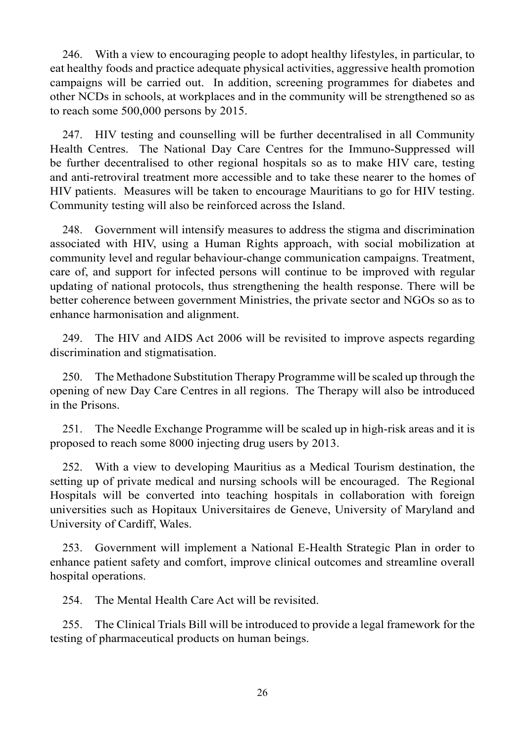246. With a view to encouraging people to adopt healthy lifestyles, in particular, to eat healthy foods and practice adequate physical activities, aggressive health promotion campaigns will be carried out. In addition, screening programmes for diabetes and other NCDs in schools, at workplaces and in the community will be strengthened so as to reach some 500,000 persons by 2015.

247. HIV testing and counselling will be further decentralised in all Community Health Centres. The National Day Care Centres for the Immuno-Suppressed will be further decentralised to other regional hospitals so as to make HIV care, testing and anti-retroviral treatment more accessible and to take these nearer to the homes of HIV patients. Measures will be taken to encourage Mauritians to go for HIV testing. Community testing will also be reinforced across the Island.

248. Government will intensify measures to address the stigma and discrimination associated with HIV, using a Human Rights approach, with social mobilization at community level and regular behaviour-change communication campaigns. Treatment, care of, and support for infected persons will continue to be improved with regular updating of national protocols, thus strengthening the health response. There will be better coherence between government Ministries, the private sector and NGOs so as to enhance harmonisation and alignment.

249. The HIV and AIDS Act 2006 will be revisited to improve aspects regarding discrimination and stigmatisation.

250. The Methadone Substitution Therapy Programme will be scaled up through the opening of new Day Care Centres in all regions. The Therapy will also be introduced in the Prisons.

251. The Needle Exchange Programme will be scaled up in high-risk areas and it is proposed to reach some 8000 injecting drug users by 2013.

252. With a view to developing Mauritius as a Medical Tourism destination, the setting up of private medical and nursing schools will be encouraged. The Regional Hospitals will be converted into teaching hospitals in collaboration with foreign universities such as Hopitaux Universitaires de Geneve, University of Maryland and University of Cardiff, Wales.

253. Government will implement a National E-Health Strategic Plan in order to enhance patient safety and comfort, improve clinical outcomes and streamline overall hospital operations.

254. The Mental Health Care Act will be revisited.

255. The Clinical Trials Bill will be introduced to provide a legal framework for the testing of pharmaceutical products on human beings.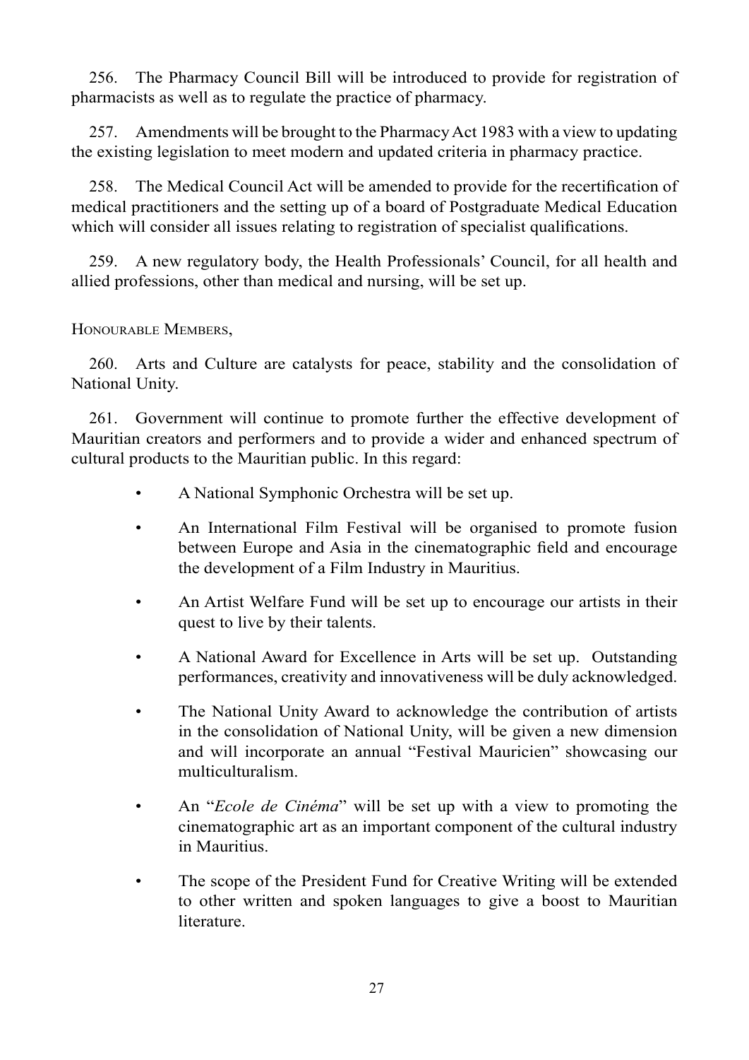256. The Pharmacy Council Bill will be introduced to provide for registration of pharmacists as well as to regulate the practice of pharmacy.

257. Amendments will be brought to the Pharmacy Act 1983 with a view to updating the existing legislation to meet modern and updated criteria in pharmacy practice.

258. The Medical Council Act will be amended to provide for the recertification of medical practitioners and the setting up of a board of Postgraduate Medical Education which will consider all issues relating to registration of specialist qualifications.

259. A new regulatory body, the Health Professionals' Council, for all health and allied professions, other than medical and nursing, will be set up.

Honourable Members,

260. Arts and Culture are catalysts for peace, stability and the consolidation of National Unity.

261. Government will continue to promote further the effective development of Mauritian creators and performers and to provide a wider and enhanced spectrum of cultural products to the Mauritian public. In this regard:

- A National Symphonic Orchestra will be set up.
- An International Film Festival will be organised to promote fusion between Europe and Asia in the cinematographic field and encourage the development of a Film Industry in Mauritius.
- An Artist Welfare Fund will be set up to encourage our artists in their quest to live by their talents.
- A National Award for Excellence in Arts will be set up. Outstanding performances, creativity and innovativeness will be duly acknowledged.
- The National Unity Award to acknowledge the contribution of artists in the consolidation of National Unity, will be given a new dimension and will incorporate an annual "Festival Mauricien" showcasing our multiculturalism.
- An "*Ecole de Cinéma*" will be set up with a view to promoting the cinematographic art as an important component of the cultural industry in Mauritius.
- The scope of the President Fund for Creative Writing will be extended to other written and spoken languages to give a boost to Mauritian literature.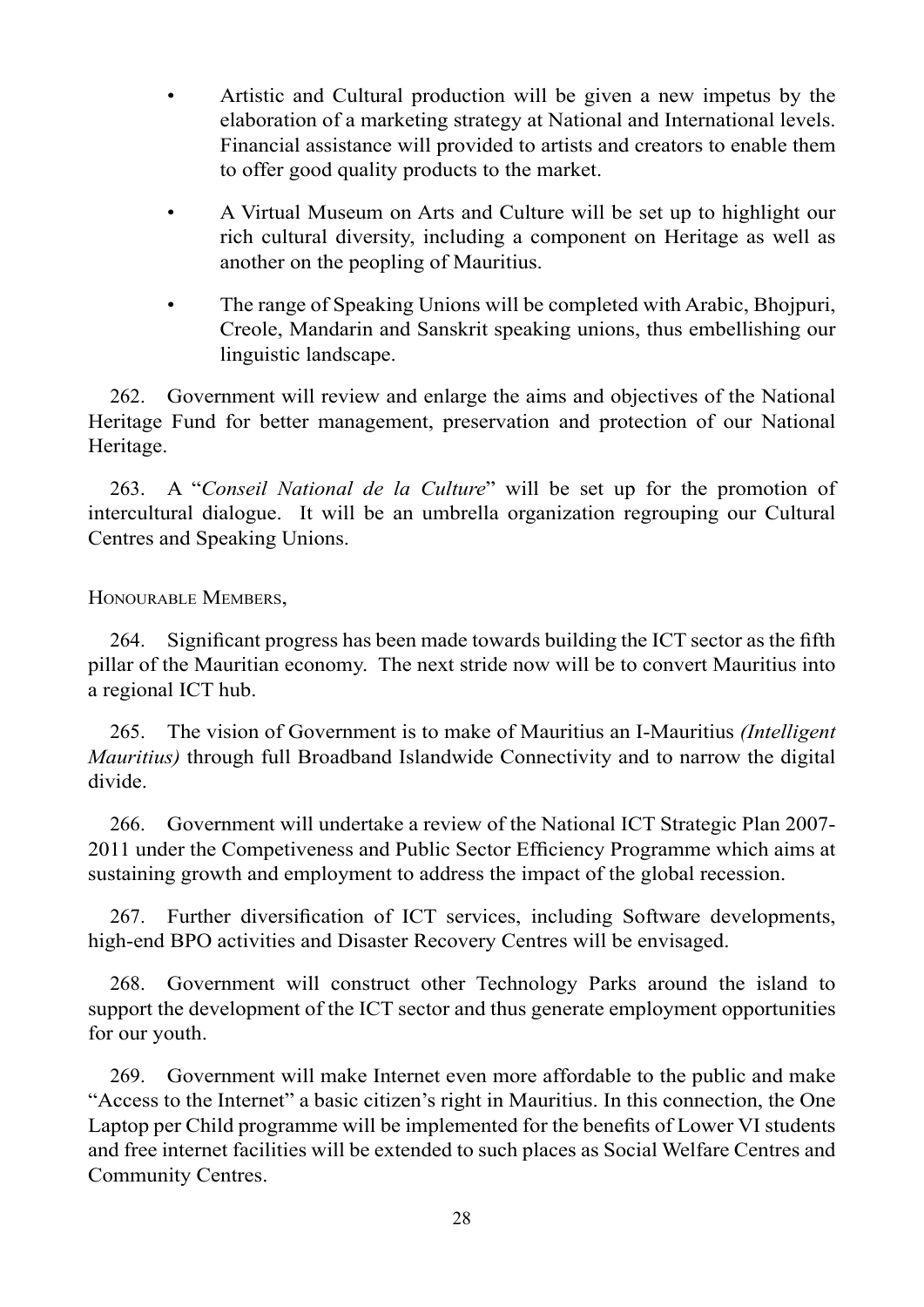- Artistic and Cultural production will be given a new impetus by the elaboration of a marketing strategy at National and International levels. Financial assistance will provided to artists and creators to enable them to offer good quality products to the market.

- A Virtual Museum on Arts and Culture will be set up to highlight our rich cultural diversity, including a component on Heritage as well as another on the peopling of Mauritius.

- The range of Speaking Unions will be completed with Arabic, Bhojpuri, Creole, Mandarin and Sanskrit speaking unions, thus embellishing our linguistic landscape.

262. Government will review and enlarge the aims and objectives of the National Heritage Fund for better management, preservation and protection of our National Heritage.

263. A "*Conseil National de la Culture*" will be set up for the promotion of intercultural dialogue. It will be an umbrella organization regrouping our Cultural Centres and Speaking Unions.

Honourable Members,

264. Significant progress has been made towards building the ICT sector as the fifth pillar of the Mauritian economy. The next stride now will be to convert Mauritius into a regional ICT hub.

265. The vision of Government is to make of Mauritius an I-Mauritius *(Intelligent Mauritius)* through full Broadband Islandwide Connectivity and to narrow the digital divide.

266. Government will undertake a review of the National ICT Strategic Plan 2007-2011 under the Competiveness and Public Sector Efficiency Programme which aims at sustaining growth and employment to address the impact of the global recession.

267. Further diversification of ICT services, including Software developments, high-end BPO activities and Disaster Recovery Centres will be envisaged.

268. Government will construct other Technology Parks around the island to support the development of the ICT sector and thus generate employment opportunities for our youth.

269. Government will make Internet even more affordable to the public and make "Access to the Internet" a basic citizen's right in Mauritius. In this connection, the One Laptop per Child programme will be implemented for the benefits of Lower VI students and free internet facilities will be extended to such places as Social Welfare Centres and Community Centres.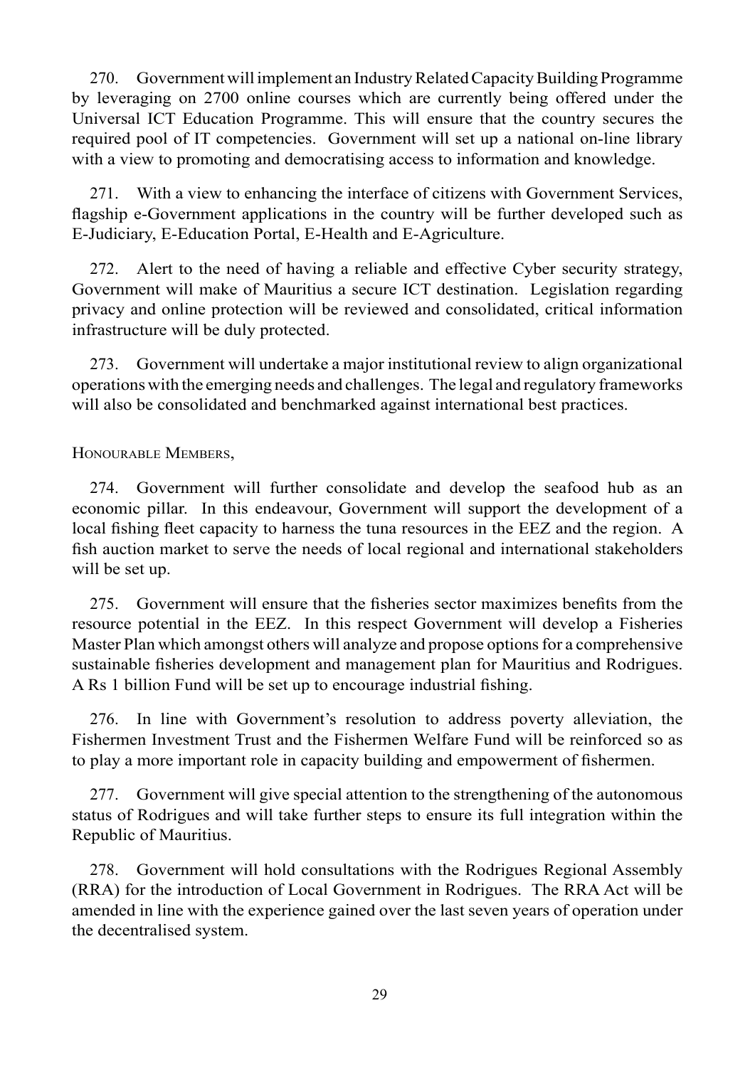270. Government will implement an Industry Related Capacity Building Programme by leveraging on 2700 online courses which are currently being offered under the Universal ICT Education Programme. This will ensure that the country secures the required pool of IT competencies. Government will set up a national on-line library with a view to promoting and democratising access to information and knowledge.

271. With a view to enhancing the interface of citizens with Government Services, flagship e-Government applications in the country will be further developed such as E-Judiciary, E-Education Portal, E-Health and E-Agriculture.

272. Alert to the need of having a reliable and effective Cyber security strategy, Government will make of Mauritius a secure ICT destination. Legislation regarding privacy and online protection will be reviewed and consolidated, critical information infrastructure will be duly protected.

273. Government will undertake a major institutional review to align organizational operations with the emerging needs and challenges. The legal and regulatory frameworks will also be consolidated and benchmarked against international best practices.

Honourable Members,

274. Government will further consolidate and develop the seafood hub as an economic pillar. In this endeavour, Government will support the development of a local fishing fleet capacity to harness the tuna resources in the EEZ and the region. A fish auction market to serve the needs of local regional and international stakeholders will be set up.

275. Government will ensure that the fisheries sector maximizes benefits from the resource potential in the EEZ. In this respect Government will develop a Fisheries Master Plan which amongst others will analyze and propose options for a comprehensive sustainable fisheries development and management plan for Mauritius and Rodrigues. A Rs 1 billion Fund will be set up to encourage industrial fishing.

276. In line with Government's resolution to address poverty alleviation, the Fishermen Investment Trust and the Fishermen Welfare Fund will be reinforced so as to play a more important role in capacity building and empowerment of fishermen.

277. Government will give special attention to the strengthening of the autonomous status of Rodrigues and will take further steps to ensure its full integration within the Republic of Mauritius.

278. Government will hold consultations with the Rodrigues Regional Assembly (RRA) for the introduction of Local Government in Rodrigues. The RRA Act will be amended in line with the experience gained over the last seven years of operation under the decentralised system.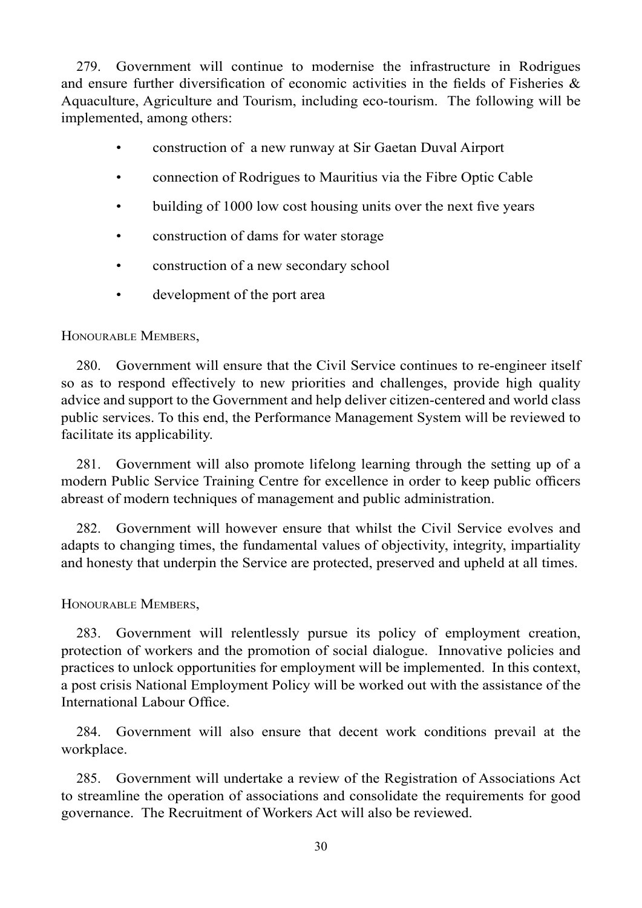279. Government will continue to modernise the infrastructure in Rodrigues and ensure further diversification of economic activities in the fields of Fisheries & Aquaculture, Agriculture and Tourism, including eco-tourism. The following will be implemented, among others:

- construction of a new runway at Sir Gaetan Duval Airport
- connection of Rodrigues to Mauritius via the Fibre Optic Cable
- building of 1000 low cost housing units over the next five years
- construction of dams for water storage
- construction of a new secondary school
- development of the port area

HONOURABLE MEMBERS,

280. Government will ensure that the Civil Service continues to re-engineer itself so as to respond effectively to new priorities and challenges, provide high quality advice and support to the Government and help deliver citizen-centered and world class public services. To this end, the Performance Management System will be reviewed to facilitate its applicability.

281. Government will also promote lifelong learning through the setting up of a modern Public Service Training Centre for excellence in order to keep public officers abreast of modern techniques of management and public administration.

282. Government will however ensure that whilst the Civil Service evolves and adapts to changing times, the fundamental values of objectivity, integrity, impartiality and honesty that underpin the Service are protected, preserved and upheld at all times.

HONOURABLE MEMBERS,

283. Government will relentlessly pursue its policy of employment creation, protection of workers and the promotion of social dialogue. Innovative policies and practices to unlock opportunities for employment will be implemented. In this context, a post crisis National Employment Policy will be worked out with the assistance of the International Labour Office.

284. Government will also ensure that decent work conditions prevail at the workplace.

285. Government will undertake a review of the Registration of Associations Act to streamline the operation of associations and consolidate the requirements for good governance. The Recruitment of Workers Act will also be reviewed.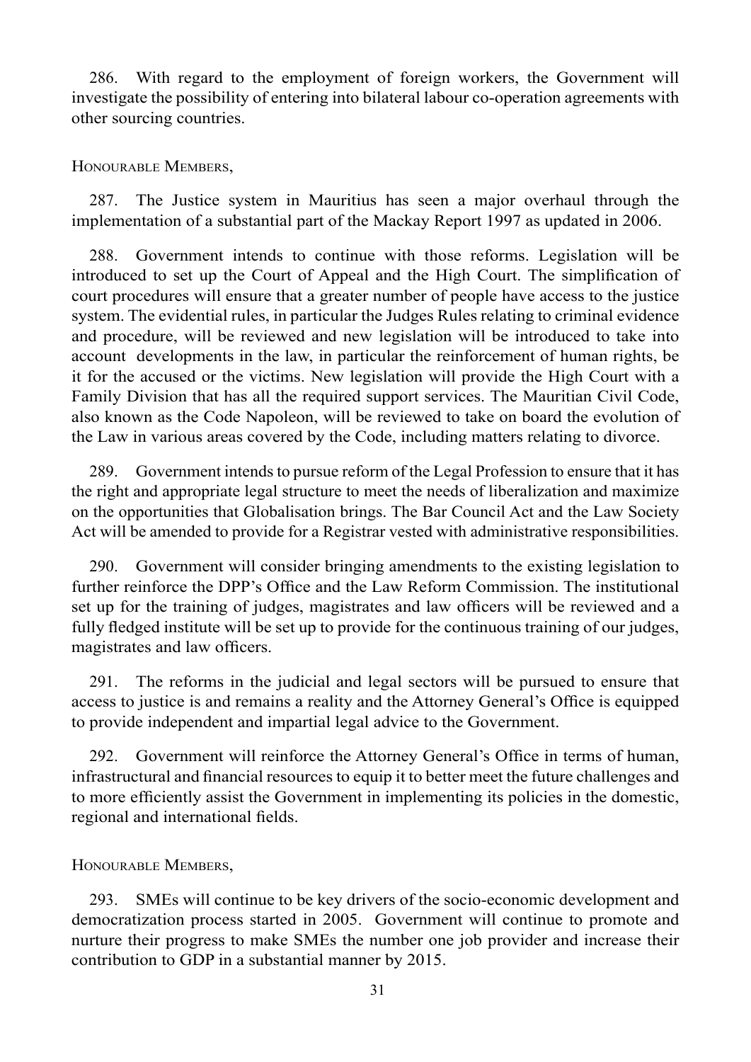286. With regard to the employment of foreign workers, the Government will investigate the possibility of entering into bilateral labour co-operation agreements with other sourcing countries.

Honourable Members,

287. The Justice system in Mauritius has seen a major overhaul through the implementation of a substantial part of the Mackay Report 1997 as updated in 2006.

288. Government intends to continue with those reforms. Legislation will be introduced to set up the Court of Appeal and the High Court. The simplification of court procedures will ensure that a greater number of people have access to the justice system. The evidential rules, in particular the Judges Rules relating to criminal evidence and procedure, will be reviewed and new legislation will be introduced to take into account developments in the law, in particular the reinforcement of human rights, be it for the accused or the victims. New legislation will provide the High Court with a Family Division that has all the required support services. The Mauritian Civil Code, also known as the Code Napoleon, will be reviewed to take on board the evolution of the Law in various areas covered by the Code, including matters relating to divorce.

289. Government intends to pursue reform of the Legal Profession to ensure that it has the right and appropriate legal structure to meet the needs of liberalization and maximize on the opportunities that Globalisation brings. The Bar Council Act and the Law Society Act will be amended to provide for a Registrar vested with administrative responsibilities.

290. Government will consider bringing amendments to the existing legislation to further reinforce the DPP's Office and the Law Reform Commission. The institutional set up for the training of judges, magistrates and law officers will be reviewed and a fully fledged institute will be set up to provide for the continuous training of our judges, magistrates and law officers.

291. The reforms in the judicial and legal sectors will be pursued to ensure that access to justice is and remains a reality and the Attorney General's Office is equipped to provide independent and impartial legal advice to the Government.

292. Government will reinforce the Attorney General's Office in terms of human, infrastructural and financial resources to equip it to better meet the future challenges and to more efficiently assist the Government in implementing its policies in the domestic, regional and international fields.

Honourable Members,

293. SMEs will continue to be key drivers of the socio-economic development and democratization process started in 2005. Government will continue to promote and nurture their progress to make SMEs the number one job provider and increase their contribution to GDP in a substantial manner by 2015.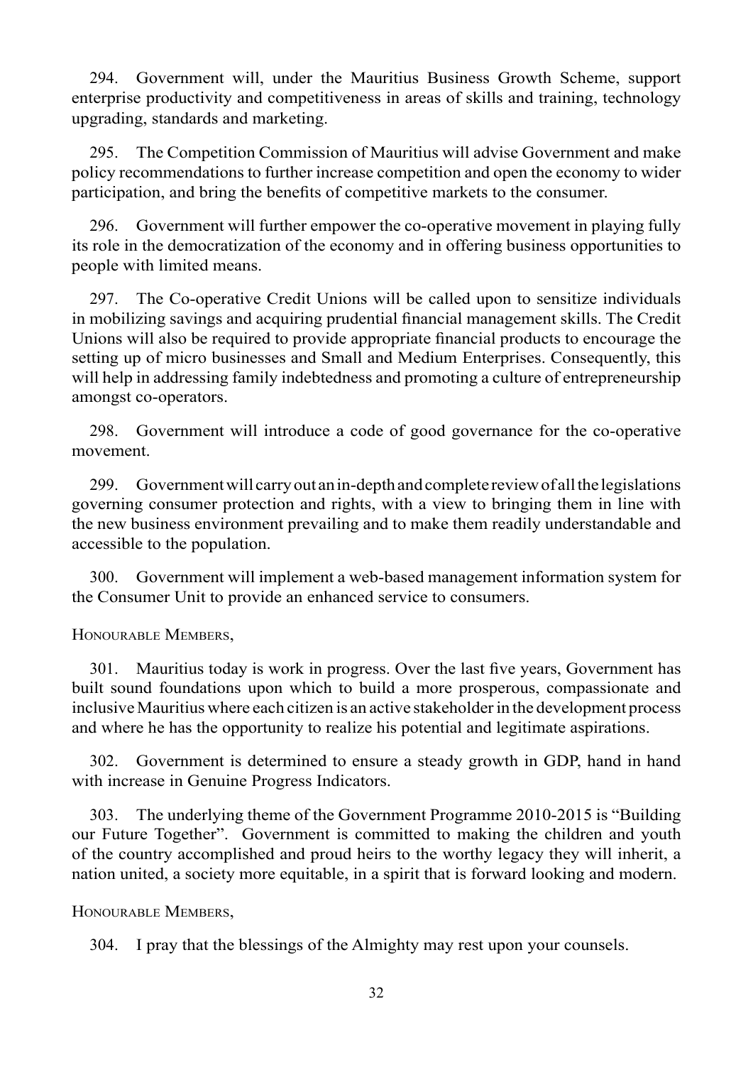294. Government will, under the Mauritius Business Growth Scheme, support enterprise productivity and competitiveness in areas of skills and training, technology upgrading, standards and marketing.

295. The Competition Commission of Mauritius will advise Government and make policy recommendations to further increase competition and open the economy to wider participation, and bring the benefits of competitive markets to the consumer.

296. Government will further empower the co-operative movement in playing fully its role in the democratization of the economy and in offering business opportunities to people with limited means.

297. The Co-operative Credit Unions will be called upon to sensitize individuals in mobilizing savings and acquiring prudential financial management skills. The Credit Unions will also be required to provide appropriate financial products to encourage the setting up of micro businesses and Small and Medium Enterprises. Consequently, this will help in addressing family indebtedness and promoting a culture of entrepreneurship amongst co-operators.

298. Government will introduce a code of good governance for the co-operative movement.

299. Government will carry out an in-depth and complete review of all the legislations governing consumer protection and rights, with a view to bringing them in line with the new business environment prevailing and to make them readily understandable and accessible to the population.

300. Government will implement a web-based management information system for the Consumer Unit to provide an enhanced service to consumers.

Honourable Members,

301. Mauritius today is work in progress. Over the last five years, Government has built sound foundations upon which to build a more prosperous, compassionate and inclusive Mauritius where each citizen is an active stakeholder in the development process and where he has the opportunity to realize his potential and legitimate aspirations.

302. Government is determined to ensure a steady growth in GDP, hand in hand with increase in Genuine Progress Indicators.

303. The underlying theme of the Government Programme 2010-2015 is "Building our Future Together". Government is committed to making the children and youth of the country accomplished and proud heirs to the worthy legacy they will inherit, a nation united, a society more equitable, in a spirit that is forward looking and modern.

Honourable Members,

304. I pray that the blessings of the Almighty may rest upon your counsels.